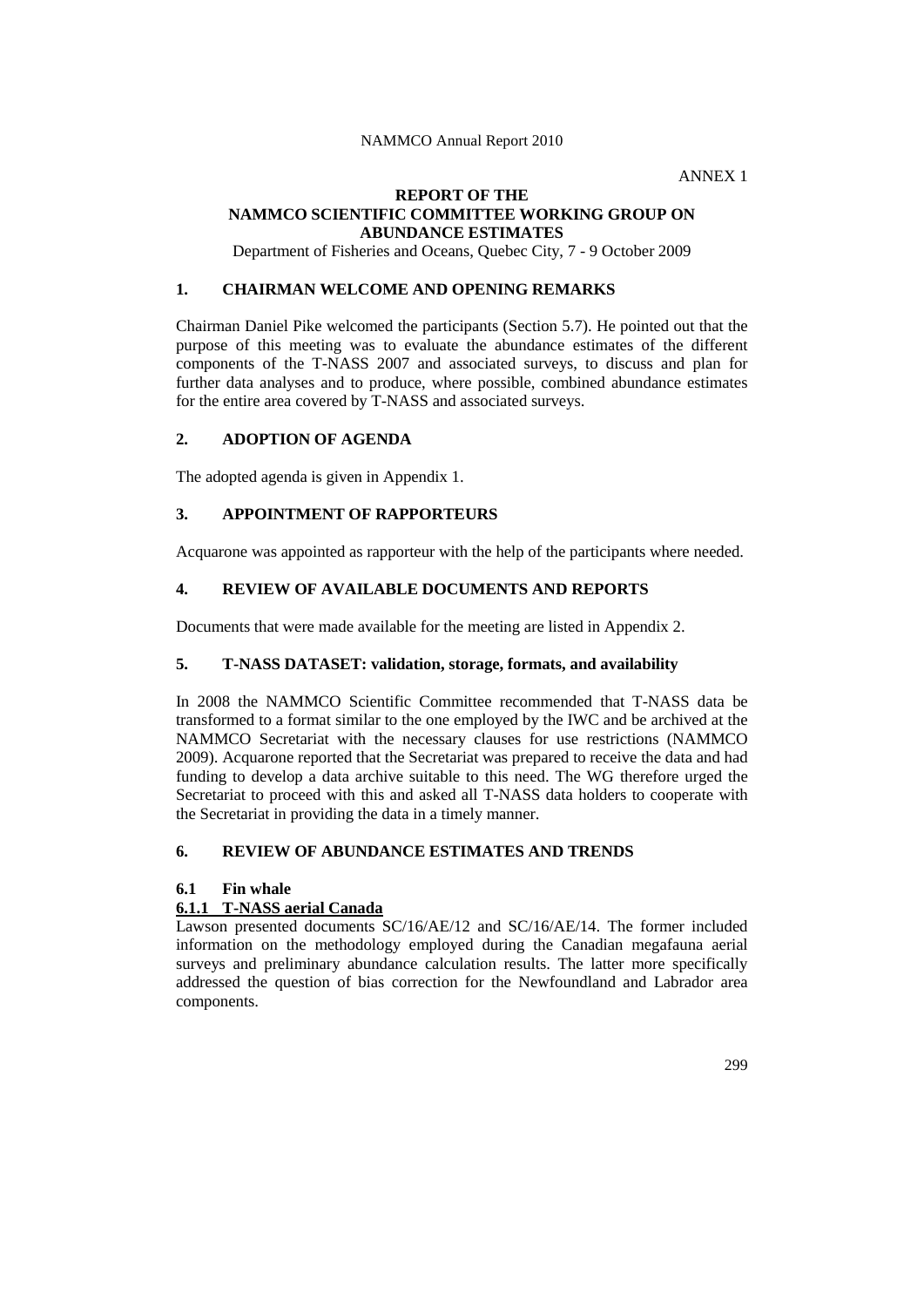ANNEX 1

# REPORT OF THE NAMMCO SCIENTIFIC COMMITTEE WORKING GROUP ON ABUNDANCE ESTIMATES

Department of Fisheries and Oceans, Quebec City, 7 - 9 October 2009

## 1. CHAIRMAN WELCOME AND OPENING REMARKS

Chairman Daniel Pike welcomed the participants (Section 5.7). He pointed out that the purpose of this meeting was to evaluate the abundance estimates of the different components of the T-NASS 2007 and associated surveys, to discuss and plan for further data analyses and to produce, where possible, combined abundance estimates for the entire area covered by T-NASS and associated surveys.

## 2. ADOPTION OF AGENDA

The adopted agenda is given in Appendix 1.

## 3. APPOINTMENT OF RAPPORTEURS

Acquarone was appointed as rapporteur with the help of the participants where needed.

## 4. REVIEW OF AVAILABLE DOCUMENTS AND REPORTS

Documents that were made available for the meeting are listed in Appendix 2.

## 5. T-NASS DATASET: validation, storage, formats, and availability

In 2008 the NAMMCO Scientific Committee recommended that T-NASS data be transformed to a format similar to the one employed by the IWC and be archived at the NAMMCO Secretariat with the necessary clauses for use restrictions (NAMMCO 2009). Acquarone reported that the Secretariat was prepared to receive the data and had funding to develop a data archive suitable to this need. The WG therefore urged the Secretariat to proceed with this and asked all T-NASS data holders to cooperate with the Secretariat in providing the data in a timely manner.

## 6. REVIEW OF ABUNDANCE ESTIMATES AND TRENDS

### 6.1 Fin whale

#### 6.1.1 T-NASS aerial Canada

Lawson presented documents SC/16/AE/12 and SC/16/AE/14. The former included information on the methodology employed during the Canadian megafauna aerial surveys and preliminary abundance calculation results. The latter more specifically addressed the question of bias correction for the Newfoundland and Labrador area components.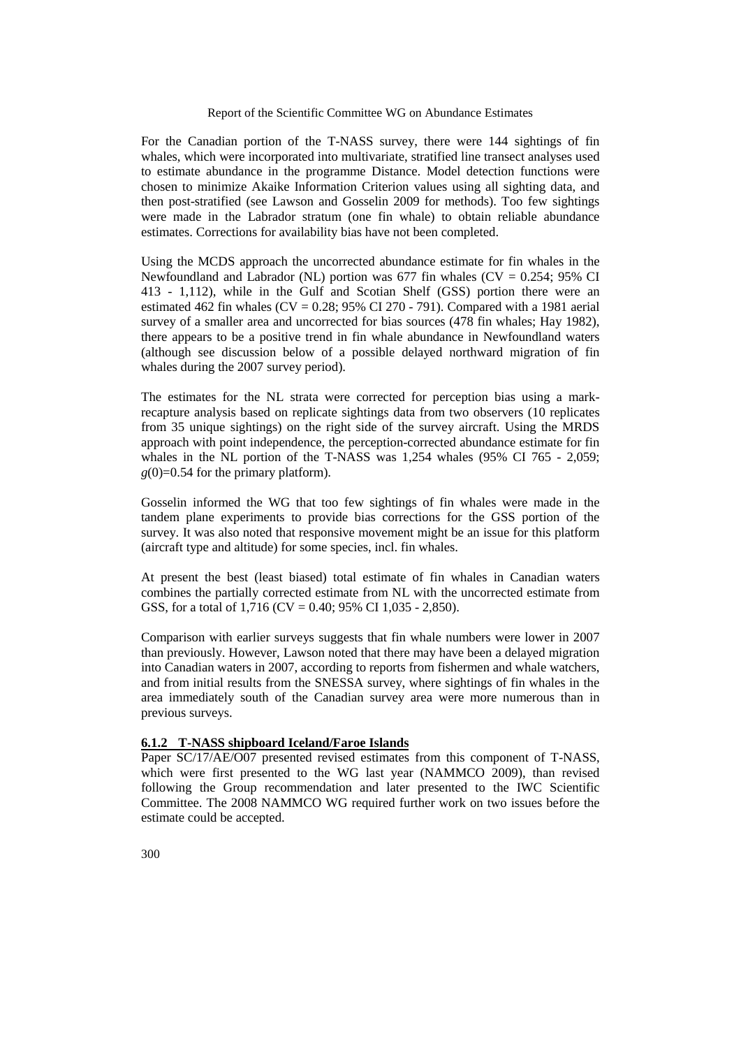For the Canadian portion of the T-NASS survey, there were 144 sightings of fin whales, which were incorporated into multivariate, stratified line transect analyses used to estimate abundance in the programme Distance. Model detection functions were chosen to minimize Akaike Information Criterion values using all sighting data, and then post-stratified (see Lawson and Gosselin 2009 for methods). Too few sightings were made in the Labrador stratum (one fin whale) to obtain reliable abundance estimates. Corrections for availability bias have not been completed.

Using the MCDS approach the uncorrected abundance estimate for fin whales in the Newfoundland and Labrador (NL) portion was 677 fin whales (CV = 0.254; 95% CI 413 - 1,112), while in the Gulf and Scotian Shelf (GSS) portion there were an estimated 462 fin whales (CV = 0.28; 95% CI 270 - 791). Compared with a 1981 aerial survey of a smaller area and uncorrected for bias sources (478 fin whales; Hay 1982), there appears to be a positive trend in fin whale abundance in Newfoundland waters (although see discussion below of a possible delayed northward migration of fin whales during the 2007 survey period).

The estimates for the NL strata were corrected for perception bias using a mark-recapture analysis based on replicate sightings data from two observers (10 replicates from 35 unique sightings) on the right side of the survey aircraft. Using the MRDS approach with point independence, the perception-corrected abundance estimate for fin whales in the NL portion of the T-NASS was 1,254 whales (95% CI 765 - 2,059; $g(0)$=0.54 for the primary platform).

Gosselin informed the WG that too few sightings of fin whales were made in the tandem plane experiments to provide bias corrections for the GSS portion of the survey. It was also noted that responsive movement might be an issue for this platform (aircraft type and altitude) for some species, incl. fin whales.

At present the best (least biased) total estimate of fin whales in Canadian waters combines the partially corrected estimate from NL with the uncorrected estimate from GSS, for a total of 1,716 (CV = 0.40; 95% CI 1,035 - 2,850).

Comparison with earlier surveys suggests that fin whale numbers were lower in 2007 than previously. However, Lawson noted that there may have been a delayed migration into Canadian waters in 2007, according to reports from fishermen and whale watchers, and from initial results from the SNESSA survey, where sightings of fin whales in the area immediately south of the Canadian survey area were more numerous than in previous surveys.

#### 6.1.2 T-NASS shipboard Iceland/Faroe Islands

Paper SC/17/AE/O07 presented revised estimates from this component of T-NASS, which were first presented to the WG last year (NAMMCO 2009), than revised following the Group recommendation and later presented to the IWC Scientific Committee. The 2008 NAMMCO WG required further work on two issues before the estimate could be accepted.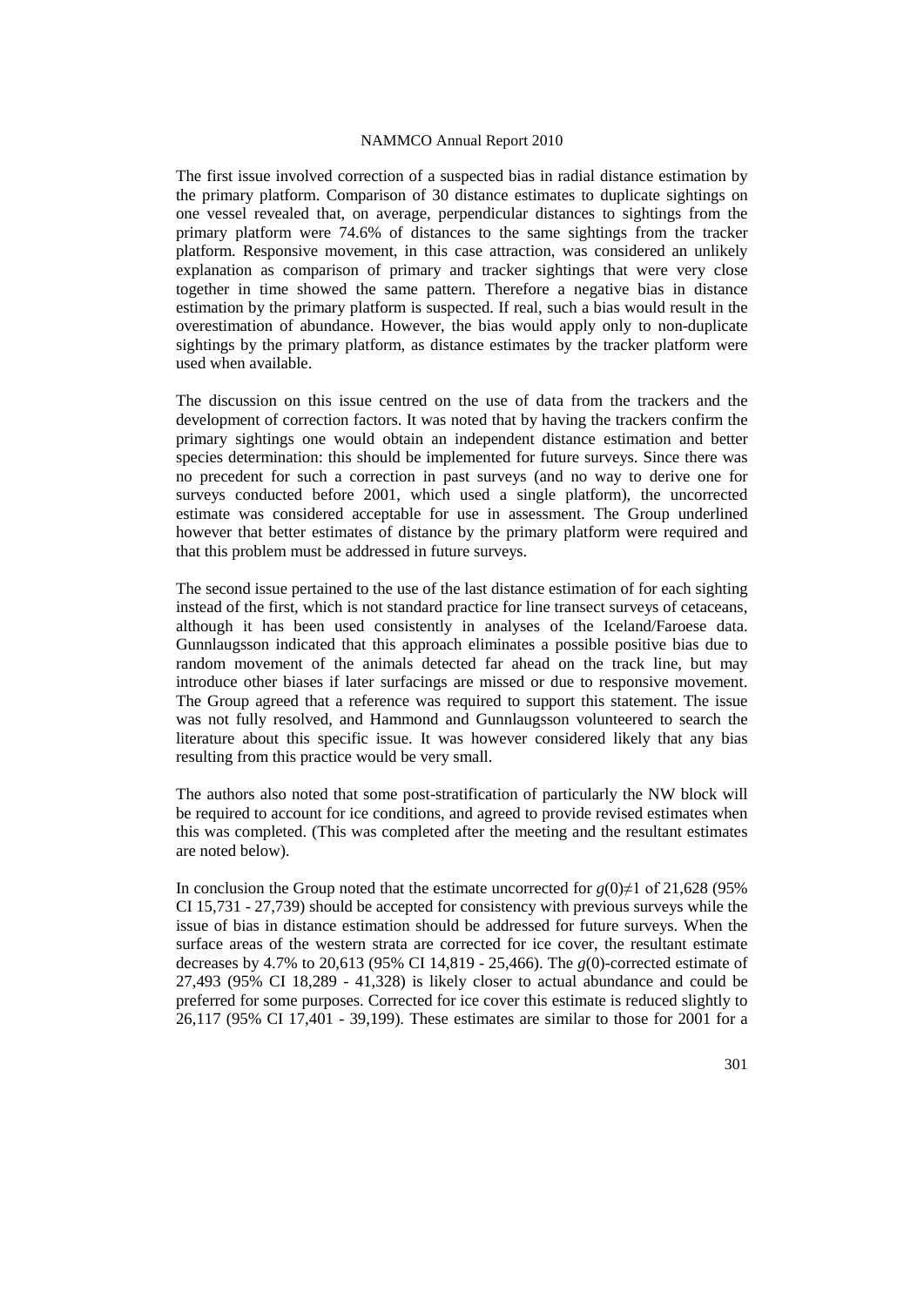The first issue involved correction of a suspected bias in radial distance estimation by the primary platform. Comparison of 30 distance estimates to duplicate sightings on one vessel revealed that, on average, perpendicular distances to sightings from the primary platform were 74.6% of distances to the same sightings from the tracker platform. Responsive movement, in this case attraction, was considered an unlikely explanation as comparison of primary and tracker sightings that were very close together in time showed the same pattern. Therefore a negative bias in distance estimation by the primary platform is suspected. If real, such a bias would result in the overestimation of abundance. However, the bias would apply only to non-duplicate sightings by the primary platform, as distance estimates by the tracker platform were used when available.

The discussion on this issue centred on the use of data from the trackers and the development of correction factors. It was noted that by having the trackers confirm the primary sightings one would obtain an independent distance estimation and better species determination: this should be implemented for future surveys. Since there was no precedent for such a correction in past surveys (and no way to derive one for surveys conducted before 2001, which used a single platform), the uncorrected estimate was considered acceptable for use in assessment. The Group underlined however that better estimates of distance by the primary platform were required and that this problem must be addressed in future surveys.

The second issue pertained to the use of the last distance estimation of for each sighting instead of the first, which is not standard practice for line transect surveys of cetaceans, although it has been used consistently in analyses of the Iceland/Faroese data. Gunnlaugsson indicated that this approach eliminates a possible positive bias due to random movement of the animals detected far ahead on the track line, but may introduce other biases if later surfacings are missed or due to responsive movement. The Group agreed that a reference was required to support this statement. The issue was not fully resolved, and Hammond and Gunnlaugsson volunteered to search the literature about this specific issue. It was however considered likely that any bias resulting from this practice would be very small.

The authors also noted that some post-stratification of particularly the NW block will be required to account for ice conditions, and agreed to provide revised estimates when this was completed. (This was completed after the meeting and the resultant estimates are noted below).

In conclusion the Group noted that the estimate uncorrected for $g(0)\neq 1$ of 21,628 (95% CI 15,731 - 27,739) should be accepted for consistency with previous surveys while the issue of bias in distance estimation should be addressed for future surveys. When the surface areas of the western strata are corrected for ice cover, the resultant estimate decreases by 4.7% to 20,613 (95% CI 14,819 - 25,466). The $g(0)$-corrected estimate of 27,493 (95% CI 18,289 - 41,328) is likely closer to actual abundance and could be preferred for some purposes. Corrected for ice cover this estimate is reduced slightly to 26,117 (95% CI 17,401 - 39,199). These estimates are similar to those for 2001 for a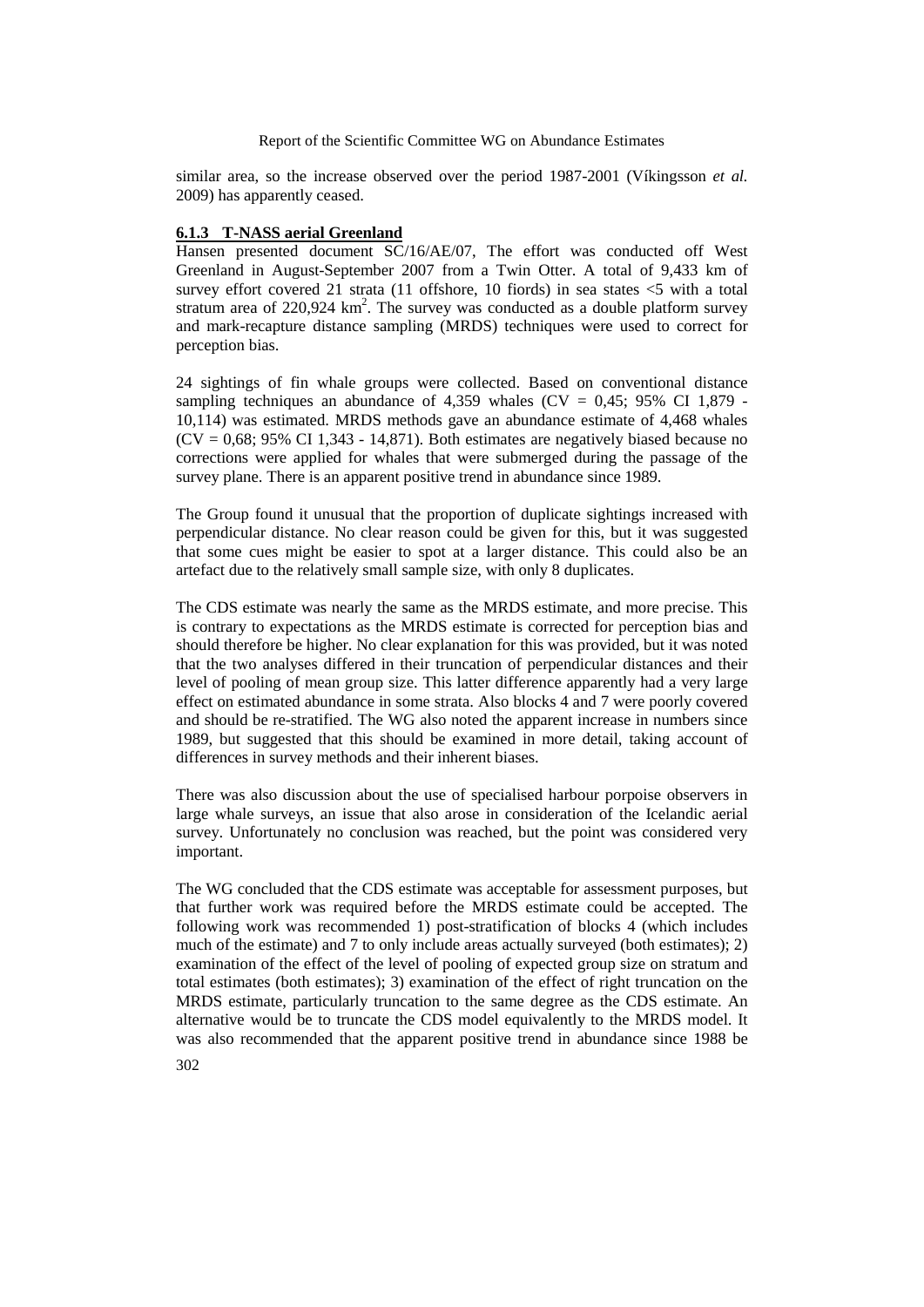similar area, so the increase observed over the period 1987-2001 (Víkingsson *et al.* 2009) has apparently ceased.

### 6.1.3 T-NASS aerial Greenland

Hansen presented document SC/16/AE/07, The effort was conducted off West Greenland in August-September 2007 from a Twin Otter. A total of 9,433 km of survey effort covered 21 strata (11 offshore, 10 fiords) in sea states <5 with a total stratum area of 220,924 km$^2$. The survey was conducted as a double platform survey and mark-recapture distance sampling (MRDS) techniques were used to correct for perception bias.

24 sightings of fin whale groups were collected. Based on conventional distance sampling techniques an abundance of 4,359 whales (CV = 0,45; 95% CI 1,879 - 10,114) was estimated. MRDS methods gave an abundance estimate of 4,468 whales (CV = 0,68; 95% CI 1,343 - 14,871). Both estimates are negatively biased because no corrections were applied for whales that were submerged during the passage of the survey plane. There is an apparent positive trend in abundance since 1989.

The Group found it unusual that the proportion of duplicate sightings increased with perpendicular distance. No clear reason could be given for this, but it was suggested that some cues might be easier to spot at a larger distance. This could also be an artefact due to the relatively small sample size, with only 8 duplicates.

The CDS estimate was nearly the same as the MRDS estimate, and more precise. This is contrary to expectations as the MRDS estimate is corrected for perception bias and should therefore be higher. No clear explanation for this was provided, but it was noted that the two analyses differed in their truncation of perpendicular distances and their level of pooling of mean group size. This latter difference apparently had a very large effect on estimated abundance in some strata. Also blocks 4 and 7 were poorly covered and should be re-stratified. The WG also noted the apparent increase in numbers since 1989, but suggested that this should be examined in more detail, taking account of differences in survey methods and their inherent biases.

There was also discussion about the use of specialised harbour porpoise observers in large whale surveys, an issue that also arose in consideration of the Icelandic aerial survey. Unfortunately no conclusion was reached, but the point was considered very important.

The WG concluded that the CDS estimate was acceptable for assessment purposes, but that further work was required before the MRDS estimate could be accepted. The following work was recommended 1) post-stratification of blocks 4 (which includes much of the estimate) and 7 to only include areas actually surveyed (both estimates); 2) examination of the effect of the level of pooling of expected group size on stratum and total estimates (both estimates); 3) examination of the effect of right truncation on the MRDS estimate, particularly truncation to the same degree as the CDS estimate. An alternative would be to truncate the CDS model equivalently to the MRDS model. It was also recommended that the apparent positive trend in abundance since 1988 be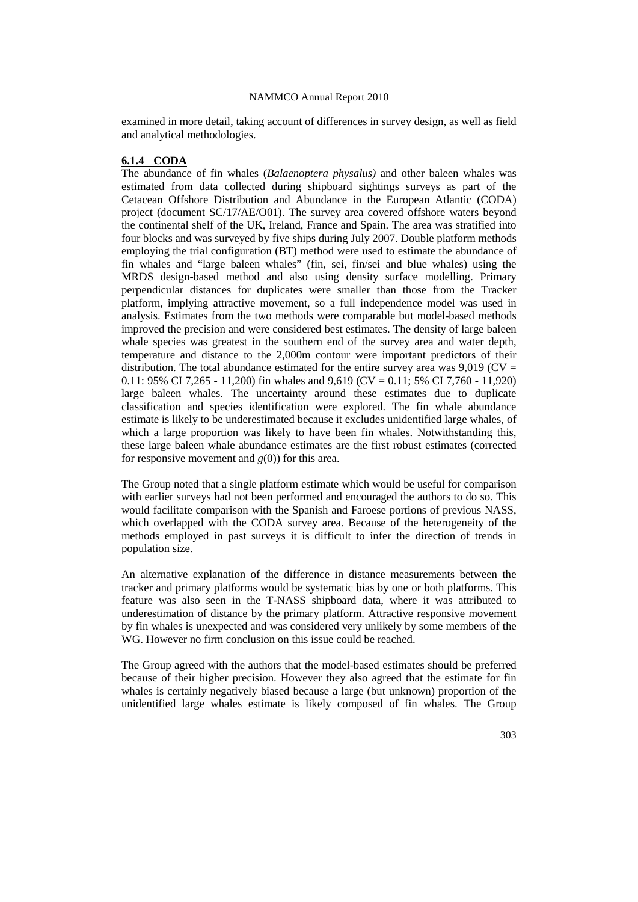examined in more detail, taking account of differences in survey design, as well as field and analytical methodologies.

### 6.1.4 CODA

The abundance of fin whales (*Balaenoptera physalus)* and other baleen whales was estimated from data collected during shipboard sightings surveys as part of the Cetacean Offshore Distribution and Abundance in the European Atlantic (CODA) project (document SC/17/AE/O01). The survey area covered offshore waters beyond the continental shelf of the UK, Ireland, France and Spain. The area was stratified into four blocks and was surveyed by five ships during July 2007. Double platform methods employing the trial configuration (BT) method were used to estimate the abundance of fin whales and "large baleen whales" (fin, sei, fin/sei and blue whales) using the MRDS design-based method and also using density surface modelling. Primary perpendicular distances for duplicates were smaller than those from the Tracker platform, implying attractive movement, so a full independence model was used in analysis. Estimates from the two methods were comparable but model-based methods improved the precision and were considered best estimates. The density of large baleen whale species was greatest in the southern end of the survey area and water depth, temperature and distance to the 2,000m contour were important predictors of their distribution. The total abundance estimated for the entire survey area was 9,019 (CV = 0.11: 95% CI 7,265 - 11,200) fin whales and 9,619 (CV = 0.11; 5% CI 7,760 - 11,920) large baleen whales. The uncertainty around these estimates due to duplicate classification and species identification were explored. The fin whale abundance estimate is likely to be underestimated because it excludes unidentified large whales, of which a large proportion was likely to have been fin whales. Notwithstanding this, these large baleen whale abundance estimates are the first robust estimates (corrected for responsive movement and $g(0)$) for this area.

The Group noted that a single platform estimate which would be useful for comparison with earlier surveys had not been performed and encouraged the authors to do so. This would facilitate comparison with the Spanish and Faroese portions of previous NASS, which overlapped with the CODA survey area. Because of the heterogeneity of the methods employed in past surveys it is difficult to infer the direction of trends in population size.

An alternative explanation of the difference in distance measurements between the tracker and primary platforms would be systematic bias by one or both platforms. This feature was also seen in the T-NASS shipboard data, where it was attributed to underestimation of distance by the primary platform. Attractive responsive movement by fin whales is unexpected and was considered very unlikely by some members of the WG. However no firm conclusion on this issue could be reached.

The Group agreed with the authors that the model-based estimates should be preferred because of their higher precision. However they also agreed that the estimate for fin whales is certainly negatively biased because a large (but unknown) proportion of the unidentified large whales estimate is likely composed of fin whales. The Group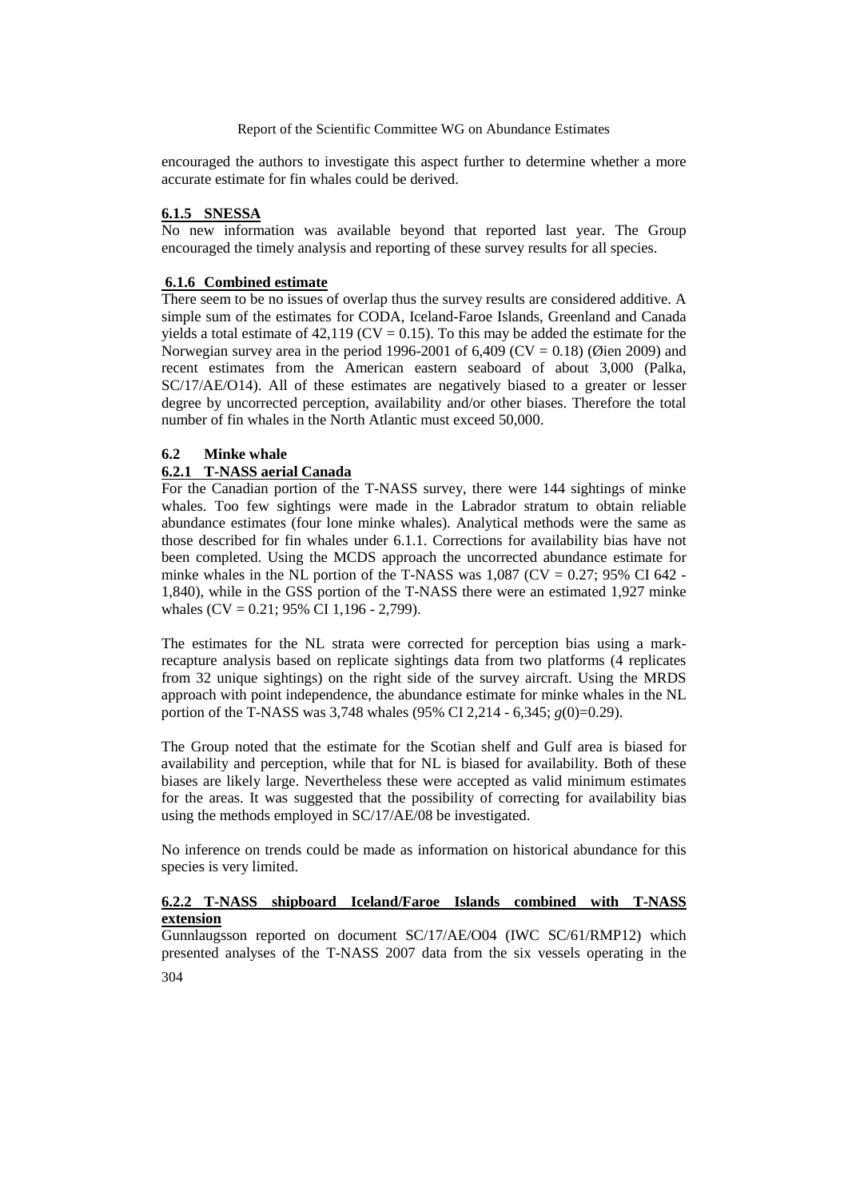encouraged the authors to investigate this aspect further to determine whether a more accurate estimate for fin whales could be derived.

#### 6.1.5 SNESSA

No new information was available beyond that reported last year. The Group encouraged the timely analysis and reporting of these survey results for all species.

#### 6.1.6 Combined estimate

There seem to be no issues of overlap thus the survey results are considered additive. A simple sum of the estimates for CODA, Iceland-Faroe Islands, Greenland and Canada yields a total estimate of 42,119 (CV = 0.15). To this may be added the estimate for the Norwegian survey area in the period 1996-2001 of 6,409 (CV = 0.18) (Øien 2009) and recent estimates from the American eastern seaboard of about 3,000 (Palka, SC/17/AE/O14). All of these estimates are negatively biased to a greater or lesser degree by uncorrected perception, availability and/or other biases. Therefore the total number of fin whales in the North Atlantic must exceed 50,000.

### 6.2 Minke whale

#### 6.2.1 T-NASS aerial Canada

For the Canadian portion of the T-NASS survey, there were 144 sightings of minke whales. Too few sightings were made in the Labrador stratum to obtain reliable abundance estimates (four lone minke whales). Analytical methods were the same as those described for fin whales under 6.1.1. Corrections for availability bias have not been completed. Using the MCDS approach the uncorrected abundance estimate for minke whales in the NL portion of the T-NASS was 1,087 (CV = 0.27; 95% CI 642 - 1,840), while in the GSS portion of the T-NASS there were an estimated 1,927 minke whales (CV = 0.21; 95% CI 1,196 - 2,799).

The estimates for the NL strata were corrected for perception bias using a mark-recapture analysis based on replicate sightings data from two platforms (4 replicates from 32 unique sightings) on the right side of the survey aircraft. Using the MRDS approach with point independence, the abundance estimate for minke whales in the NL portion of the T-NASS was 3,748 whales (95% CI 2,214 - 6,345; $g(0)$=0.29).

The Group noted that the estimate for the Scotian shelf and Gulf area is biased for availability and perception, while that for NL is biased for availability. Both of these biases are likely large. Nevertheless these were accepted as valid minimum estimates for the areas. It was suggested that the possibility of correcting for availability bias using the methods employed in SC/17/AE/08 be investigated.

No inference on trends could be made as information on historical abundance for this species is very limited.

#### 6.2.2 T-NASS shipboard Iceland/Faroe Islands combined with T-NASS extension

Gunnlaugsson reported on document SC/17/AE/O04 (IWC SC/61/RMP12) which presented analyses of the T-NASS 2007 data from the six vessels operating in the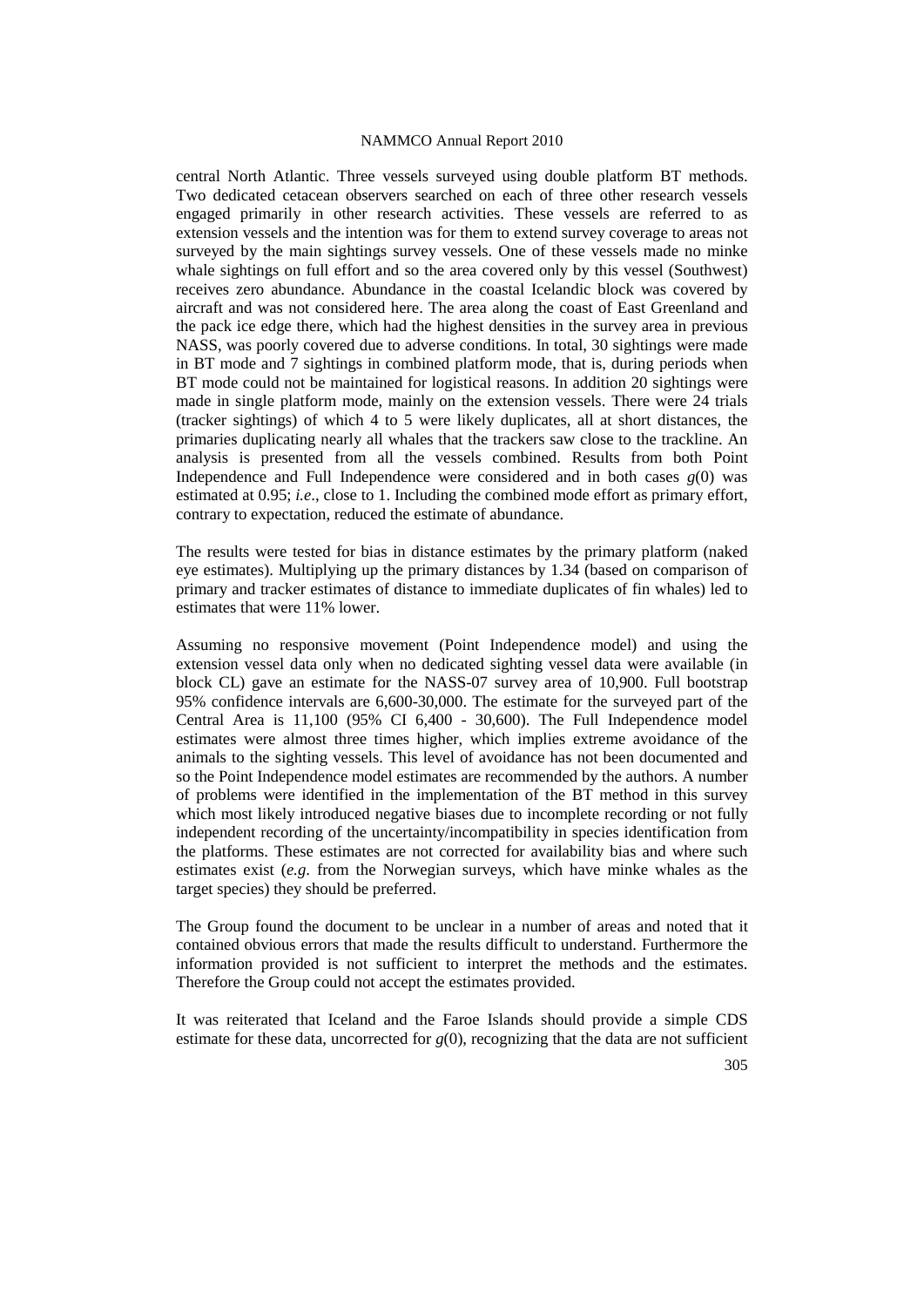central North Atlantic. Three vessels surveyed using double platform BT methods. Two dedicated cetacean observers searched on each of three other research vessels engaged primarily in other research activities. These vessels are referred to as extension vessels and the intention was for them to extend survey coverage to areas not surveyed by the main sightings survey vessels. One of these vessels made no minke whale sightings on full effort and so the area covered only by this vessel (Southwest) receives zero abundance. Abundance in the coastal Icelandic block was covered by aircraft and was not considered here. The area along the coast of East Greenland and the pack ice edge there, which had the highest densities in the survey area in previous NASS, was poorly covered due to adverse conditions. In total, 30 sightings were made in BT mode and 7 sightings in combined platform mode, that is, during periods when BT mode could not be maintained for logistical reasons. In addition 20 sightings were made in single platform mode, mainly on the extension vessels. There were 24 trials (tracker sightings) of which 4 to 5 were likely duplicates, all at short distances, the primaries duplicating nearly all whales that the trackers saw close to the trackline. An analysis is presented from all the vessels combined. Results from both Point Independence and Full Independence were considered and in both cases $g(0)$ was estimated at 0.95; *i.e*., close to 1. Including the combined mode effort as primary effort, contrary to expectation, reduced the estimate of abundance.

The results were tested for bias in distance estimates by the primary platform (naked eye estimates). Multiplying up the primary distances by 1.34 (based on comparison of primary and tracker estimates of distance to immediate duplicates of fin whales) led to estimates that were 11% lower.

Assuming no responsive movement (Point Independence model) and using the extension vessel data only when no dedicated sighting vessel data were available (in block CL) gave an estimate for the NASS-07 survey area of 10,900. Full bootstrap 95% confidence intervals are 6,600-30,000. The estimate for the surveyed part of the Central Area is 11,100 (95% CI 6,400 - 30,600). The Full Independence model estimates were almost three times higher, which implies extreme avoidance of the animals to the sighting vessels. This level of avoidance has not been documented and so the Point Independence model estimates are recommended by the authors. A number of problems were identified in the implementation of the BT method in this survey which most likely introduced negative biases due to incomplete recording or not fully independent recording of the uncertainty/incompatibility in species identification from the platforms. These estimates are not corrected for availability bias and where such estimates exist (*e.g*. from the Norwegian surveys, which have minke whales as the target species) they should be preferred.

The Group found the document to be unclear in a number of areas and noted that it contained obvious errors that made the results difficult to understand. Furthermore the information provided is not sufficient to interpret the methods and the estimates. Therefore the Group could not accept the estimates provided.

It was reiterated that Iceland and the Faroe Islands should provide a simple CDS estimate for these data, uncorrected for $g(0)$, recognizing that the data are not sufficient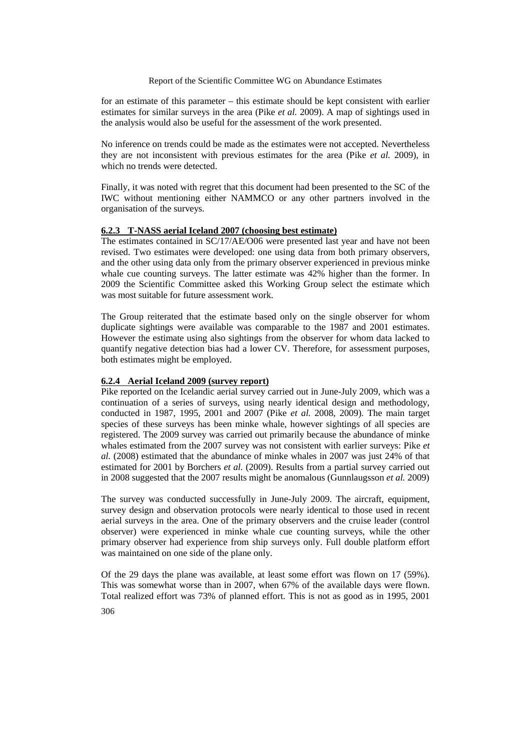for an estimate of this parameter – this estimate should be kept consistent with earlier estimates for similar surveys in the area (Pike *et al.* 2009). A map of sightings used in the analysis would also be useful for the assessment of the work presented.

No inference on trends could be made as the estimates were not accepted. Nevertheless they are not inconsistent with previous estimates for the area (Pike *et al.* 2009), in which no trends were detected.

Finally, it was noted with regret that this document had been presented to the SC of the IWC without mentioning either NAMMCO or any other partners involved in the organisation of the surveys.

#### 6.2.3 T-NASS aerial Iceland 2007 (choosing best estimate)

The estimates contained in SC/17/AE/O06 were presented last year and have not been revised. Two estimates were developed: one using data from both primary observers, and the other using data only from the primary observer experienced in previous minke whale cue counting surveys. The latter estimate was 42% higher than the former. In 2009 the Scientific Committee asked this Working Group select the estimate which was most suitable for future assessment work.

The Group reiterated that the estimate based only on the single observer for whom duplicate sightings were available was comparable to the 1987 and 2001 estimates. However the estimate using also sightings from the observer for whom data lacked to quantify negative detection bias had a lower CV. Therefore, for assessment purposes, both estimates might be employed.

#### 6.2.4 Aerial Iceland 2009 (survey report)

Pike reported on the Icelandic aerial survey carried out in June-July 2009, which was a continuation of a series of surveys, using nearly identical design and methodology, conducted in 1987, 1995, 2001 and 2007 (Pike *et al.* 2008, 2009). The main target species of these surveys has been minke whale, however sightings of all species are registered. The 2009 survey was carried out primarily because the abundance of minke whales estimated from the 2007 survey was not consistent with earlier surveys: Pike *et al.* (2008) estimated that the abundance of minke whales in 2007 was just 24% of that estimated for 2001 by Borchers *et al.* (2009). Results from a partial survey carried out in 2008 suggested that the 2007 results might be anomalous (Gunnlaugsson *et al.* 2009)

The survey was conducted successfully in June-July 2009. The aircraft, equipment, survey design and observation protocols were nearly identical to those used in recent aerial surveys in the area. One of the primary observers and the cruise leader (control observer) were experienced in minke whale cue counting surveys, while the other primary observer had experience from ship surveys only. Full double platform effort was maintained on one side of the plane only.

Of the 29 days the plane was available, at least some effort was flown on 17 (59%). This was somewhat worse than in 2007, when 67% of the available days were flown. Total realized effort was 73% of planned effort. This is not as good as in 1995, 2001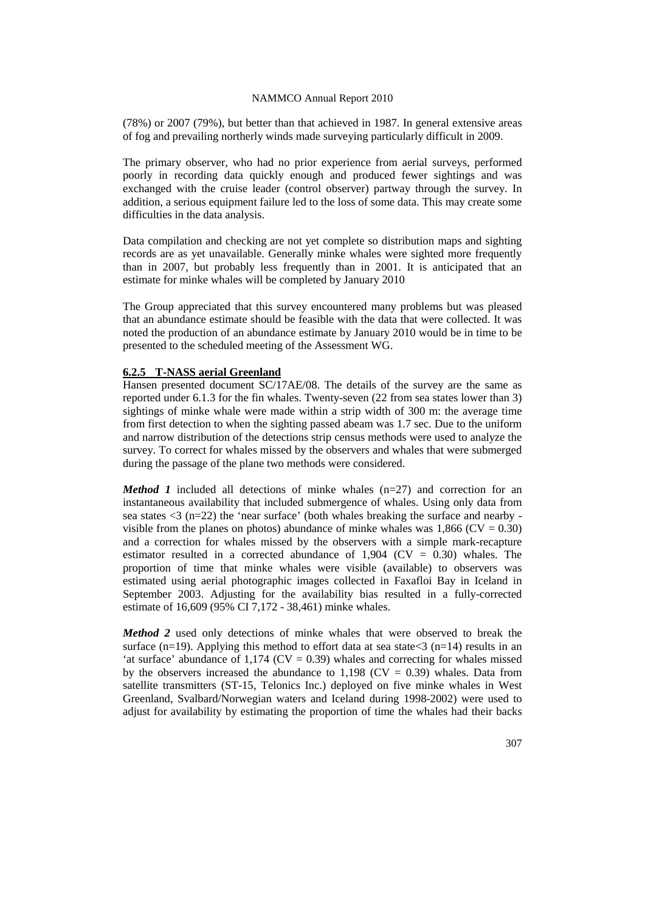(78%) or 2007 (79%), but better than that achieved in 1987. In general extensive areas of fog and prevailing northerly winds made surveying particularly difficult in 2009.

The primary observer, who had no prior experience from aerial surveys, performed poorly in recording data quickly enough and produced fewer sightings and was exchanged with the cruise leader (control observer) partway through the survey. In addition, a serious equipment failure led to the loss of some data. This may create some difficulties in the data analysis.

Data compilation and checking are not yet complete so distribution maps and sighting records are as yet unavailable. Generally minke whales were sighted more frequently than in 2007, but probably less frequently than in 2001. It is anticipated that an estimate for minke whales will be completed by January 2010

The Group appreciated that this survey encountered many problems but was pleased that an abundance estimate should be feasible with the data that were collected. It was noted the production of an abundance estimate by January 2010 would be in time to be presented to the scheduled meeting of the Assessment WG.

#### 6.2.5 T-NASS aerial Greenland

Hansen presented document SC/17AE/08. The details of the survey are the same as reported under 6.1.3 for the fin whales. Twenty-seven (22 from sea states lower than 3) sightings of minke whale were made within a strip width of 300 m: the average time from first detection to when the sighting passed abeam was 1.7 sec. Due to the uniform and narrow distribution of the detections strip census methods were used to analyze the survey. To correct for whales missed by the observers and whales that were submerged during the passage of the plane two methods were considered.

***Method 1*** included all detections of minke whales (n=27) and correction for an instantaneous availability that included submergence of whales. Using only data from sea states <3 (n=22) the 'near surface' (both whales breaking the surface and nearby - visible from the planes on photos) abundance of minke whales was 1,866 (CV = 0.30) and a correction for whales missed by the observers with a simple mark-recapture estimator resulted in a corrected abundance of 1,904 (CV = 0.30) whales. The proportion of time that minke whales were visible (available) to observers was estimated using aerial photographic images collected in Faxafloi Bay in Iceland in September 2003. Adjusting for the availability bias resulted in a fully-corrected estimate of 16,609 (95% CI 7,172 - 38,461) minke whales.

***Method 2*** used only detections of minke whales that were observed to break the surface (n=19). Applying this method to effort data at sea state<3 (n=14) results in an 'at surface' abundance of 1,174 (CV = 0.39) whales and correcting for whales missed by the observers increased the abundance to 1,198 (CV = 0.39) whales. Data from satellite transmitters (ST-15, Telonics Inc.) deployed on five minke whales in West Greenland, Svalbard/Norwegian waters and Iceland during 1998-2002) were used to adjust for availability by estimating the proportion of time the whales had their backs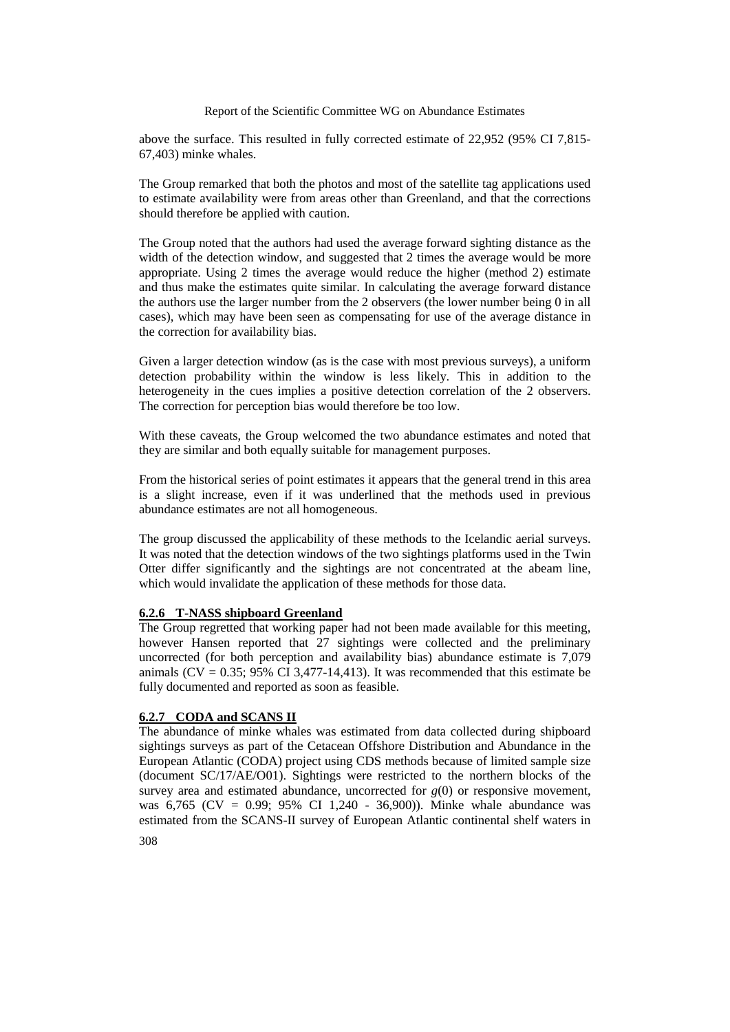above the surface. This resulted in fully corrected estimate of 22,952 (95% CI 7,815-67,403) minke whales.

The Group remarked that both the photos and most of the satellite tag applications used to estimate availability were from areas other than Greenland, and that the corrections should therefore be applied with caution.

The Group noted that the authors had used the average forward sighting distance as the width of the detection window, and suggested that 2 times the average would be more appropriate. Using 2 times the average would reduce the higher (method 2) estimate and thus make the estimates quite similar. In calculating the average forward distance the authors use the larger number from the 2 observers (the lower number being 0 in all cases), which may have been seen as compensating for use of the average distance in the correction for availability bias.

Given a larger detection window (as is the case with most previous surveys), a uniform detection probability within the window is less likely. This in addition to the heterogeneity in the cues implies a positive detection correlation of the 2 observers. The correction for perception bias would therefore be too low.

With these caveats, the Group welcomed the two abundance estimates and noted that they are similar and both equally suitable for management purposes.

From the historical series of point estimates it appears that the general trend in this area is a slight increase, even if it was underlined that the methods used in previous abundance estimates are not all homogeneous.

The group discussed the applicability of these methods to the Icelandic aerial surveys. It was noted that the detection windows of the two sightings platforms used in the Twin Otter differ significantly and the sightings are not concentrated at the abeam line, which would invalidate the application of these methods for those data.

#### 6.2.6 T-NASS shipboard Greenland

The Group regretted that working paper had not been made available for this meeting, however Hansen reported that 27 sightings were collected and the preliminary uncorrected (for both perception and availability bias) abundance estimate is 7,079 animals (CV = 0.35; 95% CI 3,477-14,413). It was recommended that this estimate be fully documented and reported as soon as feasible.

#### 6.2.7 CODA and SCANS II

The abundance of minke whales was estimated from data collected during shipboard sightings surveys as part of the Cetacean Offshore Distribution and Abundance in the European Atlantic (CODA) project using CDS methods because of limited sample size (document SC/17/AE/O01). Sightings were restricted to the northern blocks of the survey area and estimated abundance, uncorrected for $g(0)$ or responsive movement, was 6,765 (CV = 0.99; 95% CI 1,240 - 36,900)). Minke whale abundance was estimated from the SCANS-II survey of European Atlantic continental shelf waters in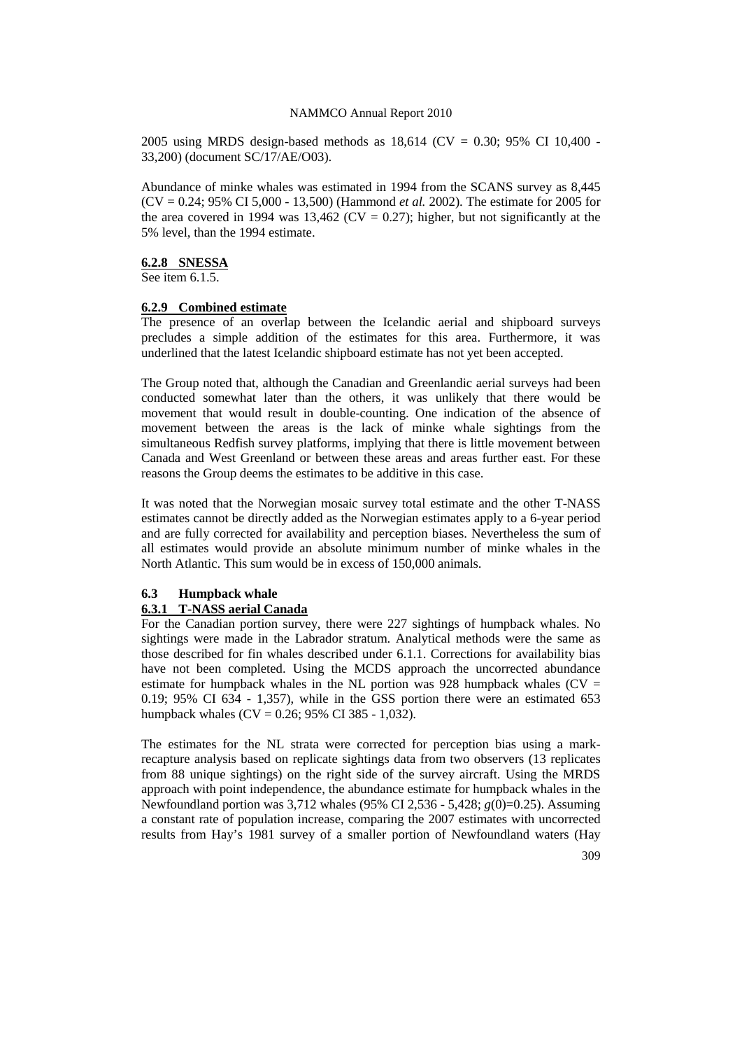2005 using MRDS design-based methods as 18,614 (CV = 0.30; 95% CI 10,400 - 33,200) (document SC/17/AE/O03).

Abundance of minke whales was estimated in 1994 from the SCANS survey as 8,445 (CV = 0.24; 95% CI 5,000 - 13,500) (Hammond *et al.* 2002). The estimate for 2005 for the area covered in 1994 was 13,462 (CV = 0.27); higher, but not significantly at the 5% level, than the 1994 estimate.

#### 6.2.8 SNESSA

See item 6.1.5.

#### 6.2.9 Combined estimate

The presence of an overlap between the Icelandic aerial and shipboard surveys precludes a simple addition of the estimates for this area. Furthermore, it was underlined that the latest Icelandic shipboard estimate has not yet been accepted.

The Group noted that, although the Canadian and Greenlandic aerial surveys had been conducted somewhat later than the others, it was unlikely that there would be movement that would result in double-counting. One indication of the absence of movement between the areas is the lack of minke whale sightings from the simultaneous Redfish survey platforms, implying that there is little movement between Canada and West Greenland or between these areas and areas further east. For these reasons the Group deems the estimates to be additive in this case.

It was noted that the Norwegian mosaic survey total estimate and the other T-NASS estimates cannot be directly added as the Norwegian estimates apply to a 6-year period and are fully corrected for availability and perception biases. Nevertheless the sum of all estimates would provide an absolute minimum number of minke whales in the North Atlantic. This sum would be in excess of 150,000 animals.

### 6.3 Humpback whale

#### 6.3.1 T-NASS aerial Canada

For the Canadian portion survey, there were 227 sightings of humpback whales. No sightings were made in the Labrador stratum. Analytical methods were the same as those described for fin whales described under 6.1.1. Corrections for availability bias have not been completed. Using the MCDS approach the uncorrected abundance estimate for humpback whales in the NL portion was 928 humpback whales (CV = 0.19; 95% CI 634 - 1,357), while in the GSS portion there were an estimated 653 humpback whales (CV = 0.26; 95% CI 385 - 1,032).

The estimates for the NL strata were corrected for perception bias using a mark-recapture analysis based on replicate sightings data from two observers (13 replicates from 88 unique sightings) on the right side of the survey aircraft. Using the MRDS approach with point independence, the abundance estimate for humpback whales in the Newfoundland portion was 3,712 whales (95% CI 2,536 - 5,428; $g(0)$=0.25). Assuming a constant rate of population increase, comparing the 2007 estimates with uncorrected results from Hay's 1981 survey of a smaller portion of Newfoundland waters (Hay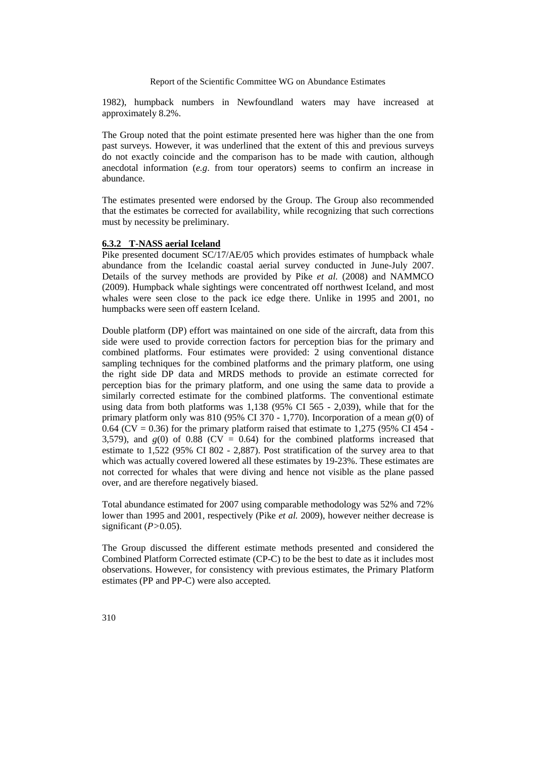1982), humpback numbers in Newfoundland waters may have increased at approximately 8.2%.

The Group noted that the point estimate presented here was higher than the one from past surveys. However, it was underlined that the extent of this and previous surveys do not exactly coincide and the comparison has to be made with caution, although anecdotal information (*e.g*. from tour operators) seems to confirm an increase in abundance.

The estimates presented were endorsed by the Group. The Group also recommended that the estimates be corrected for availability, while recognizing that such corrections must by necessity be preliminary.

#### 6.3.2 T-NASS aerial Iceland

Pike presented document SC/17/AE/05 which provides estimates of humpback whale abundance from the Icelandic coastal aerial survey conducted in June-July 2007. Details of the survey methods are provided by Pike *et al.* (2008) and NAMMCO (2009). Humpback whale sightings were concentrated off northwest Iceland, and most whales were seen close to the pack ice edge there. Unlike in 1995 and 2001, no humpbacks were seen off eastern Iceland.

Double platform (DP) effort was maintained on one side of the aircraft, data from this side were used to provide correction factors for perception bias for the primary and combined platforms. Four estimates were provided: 2 using conventional distance sampling techniques for the combined platforms and the primary platform, one using the right side DP data and MRDS methods to provide an estimate corrected for perception bias for the primary platform, and one using the same data to provide a similarly corrected estimate for the combined platforms. The conventional estimate using data from both platforms was 1,138 (95% CI 565 - 2,039), while that for the primary platform only was 810 (95% CI 370 - 1,770). Incorporation of a mean $g(0)$ of 0.64 (CV = 0.36) for the primary platform raised that estimate to 1,275 (95% CI 454 - 3,579), and $g(0)$ of 0.88 (CV = 0.64) for the combined platforms increased that estimate to 1,522 (95% CI 802 - 2,887). Post stratification of the survey area to that which was actually covered lowered all these estimates by 19-23%. These estimates are not corrected for whales that were diving and hence not visible as the plane passed over, and are therefore negatively biased.

Total abundance estimated for 2007 using comparable methodology was 52% and 72% lower than 1995 and 2001, respectively (Pike *et al.* 2009), however neither decrease is significant ($P>0.05$).

The Group discussed the different estimate methods presented and considered the Combined Platform Corrected estimate (CP-C) to be the best to date as it includes most observations. However, for consistency with previous estimates, the Primary Platform estimates (PP and PP-C) were also accepted.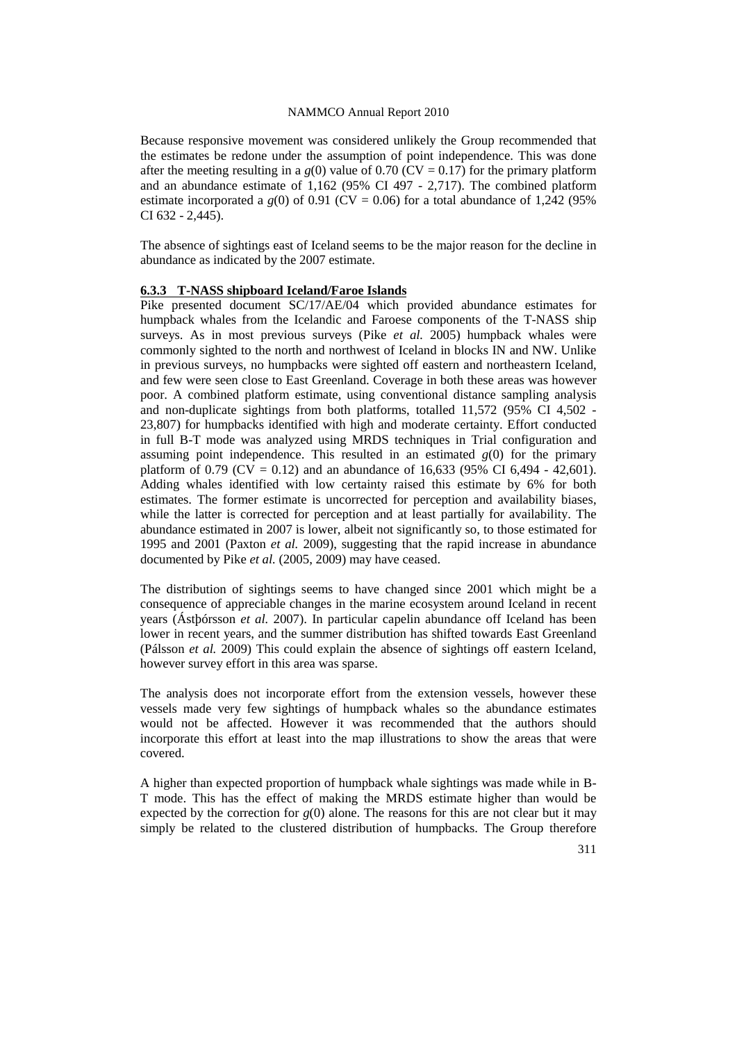Because responsive movement was considered unlikely the Group recommended that the estimates be redone under the assumption of point independence. This was done after the meeting resulting in a $g(0)$ value of 0.70 (CV = 0.17) for the primary platform and an abundance estimate of 1,162 (95% CI 497 - 2,717). The combined platform estimate incorporated a $g(0)$ of 0.91 (CV = 0.06) for a total abundance of 1,242 (95% CI 632 - 2,445).

The absence of sightings east of Iceland seems to be the major reason for the decline in abundance as indicated by the 2007 estimate.

#### 6.3.3 T-NASS shipboard Iceland/Faroe Islands

Pike presented document SC/17/AE/04 which provided abundance estimates for humpback whales from the Icelandic and Faroese components of the T-NASS ship surveys. As in most previous surveys (Pike *et al.* 2005) humpback whales were commonly sighted to the north and northwest of Iceland in blocks IN and NW. Unlike in previous surveys, no humpbacks were sighted off eastern and northeastern Iceland, and few were seen close to East Greenland. Coverage in both these areas was however poor. A combined platform estimate, using conventional distance sampling analysis and non-duplicate sightings from both platforms, totalled 11,572 (95% CI 4,502 - 23,807) for humpbacks identified with high and moderate certainty. Effort conducted in full B-T mode was analyzed using MRDS techniques in Trial configuration and assuming point independence. This resulted in an estimated $g(0)$ for the primary platform of 0.79 (CV = 0.12) and an abundance of 16,633 (95% CI 6,494 - 42,601). Adding whales identified with low certainty raised this estimate by 6% for both estimates. The former estimate is uncorrected for perception and availability biases, while the latter is corrected for perception and at least partially for availability. The abundance estimated in 2007 is lower, albeit not significantly so, to those estimated for 1995 and 2001 (Paxton *et al.* 2009), suggesting that the rapid increase in abundance documented by Pike *et al.* (2005, 2009) may have ceased.

The distribution of sightings seems to have changed since 2001 which might be a consequence of appreciable changes in the marine ecosystem around Iceland in recent years (Ástþórsson *et al.* 2007). In particular capelin abundance off Iceland has been lower in recent years, and the summer distribution has shifted towards East Greenland (Pálsson *et al.* 2009) This could explain the absence of sightings off eastern Iceland, however survey effort in this area was sparse.

The analysis does not incorporate effort from the extension vessels, however these vessels made very few sightings of humpback whales so the abundance estimates would not be affected. However it was recommended that the authors should incorporate this effort at least into the map illustrations to show the areas that were covered.

A higher than expected proportion of humpback whale sightings was made while in B-T mode. This has the effect of making the MRDS estimate higher than would be expected by the correction for $g(0)$ alone. The reasons for this are not clear but it may simply be related to the clustered distribution of humpbacks. The Group therefore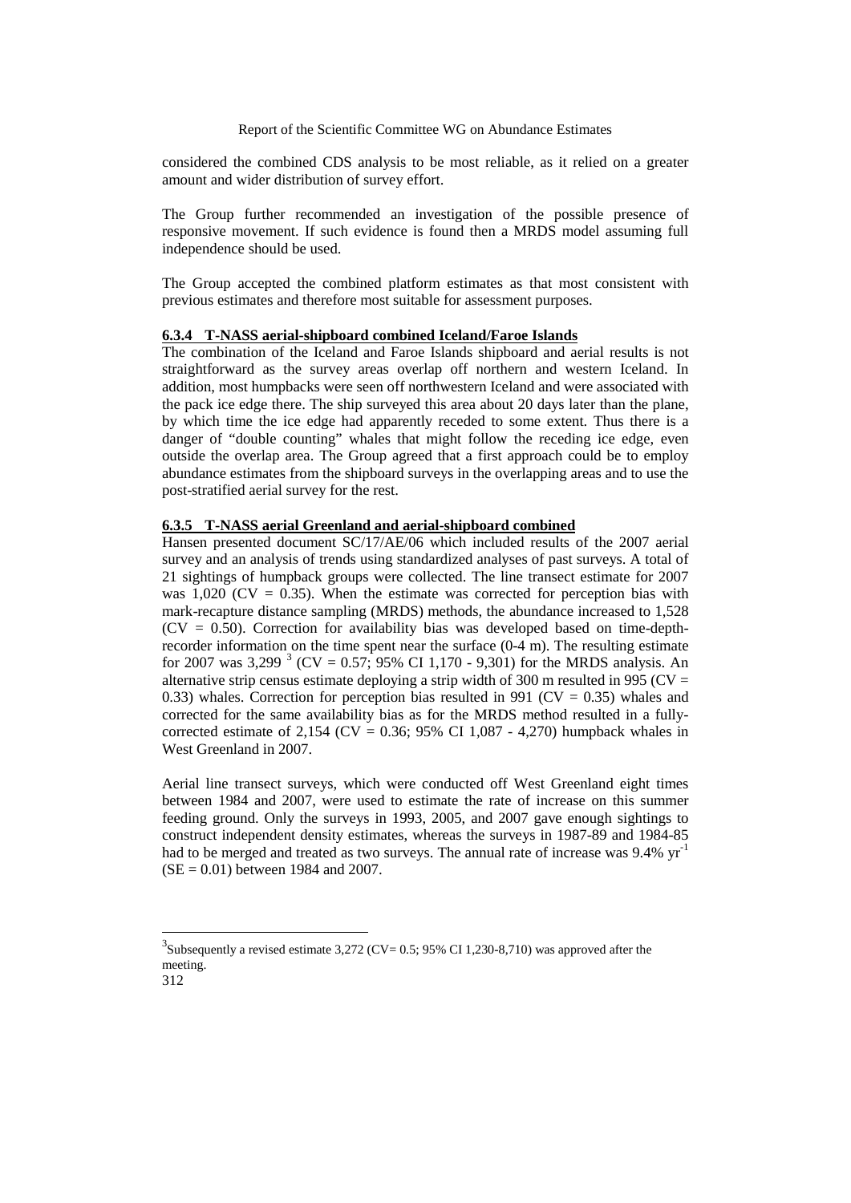considered the combined CDS analysis to be most reliable, as it relied on a greater amount and wider distribution of survey effort.

The Group further recommended an investigation of the possible presence of responsive movement. If such evidence is found then a MRDS model assuming full independence should be used.

The Group accepted the combined platform estimates as that most consistent with previous estimates and therefore most suitable for assessment purposes.

### 6.3.4 T-NASS aerial-shipboard combined Iceland/Faroe Islands

The combination of the Iceland and Faroe Islands shipboard and aerial results is not straightforward as the survey areas overlap off northern and western Iceland. In addition, most humpbacks were seen off northwestern Iceland and were associated with the pack ice edge there. The ship surveyed this area about 20 days later than the plane, by which time the ice edge had apparently receded to some extent. Thus there is a danger of "double counting" whales that might follow the receding ice edge, even outside the overlap area. The Group agreed that a first approach could be to employ abundance estimates from the shipboard surveys in the overlapping areas and to use the post-stratified aerial survey for the rest.

### 6.3.5 T-NASS aerial Greenland and aerial-shipboard combined

Hansen presented document SC/17/AE/06 which included results of the 2007 aerial survey and an analysis of trends using standardized analyses of past surveys. A total of 21 sightings of humpback groups were collected. The line transect estimate for 2007 was 1,020 (CV = 0.35). When the estimate was corrected for perception bias with mark-recapture distance sampling (MRDS) methods, the abundance increased to 1,528 (CV = 0.50). Correction for availability bias was developed based on time-depth-recorder information on the time spent near the surface (0-4 m). The resulting estimate for 2007 was 3,299 [3] (CV = 0.57; 95% CI 1,170 - 9,301) for the MRDS analysis. An alternative strip census estimate deploying a strip width of 300 m resulted in 995 (CV = 0.33) whales. Correction for perception bias resulted in 991 (CV = 0.35) whales and corrected for the same availability bias as for the MRDS method resulted in a fully-corrected estimate of 2,154 (CV = 0.36; 95% CI 1,087 - 4,270) humpback whales in West Greenland in 2007.

Aerial line transect surveys, which were conducted off West Greenland eight times between 1984 and 2007, were used to estimate the rate of increase on this summer feeding ground. Only the surveys in 1993, 2005, and 2007 gave enough sightings to construct independent density estimates, whereas the surveys in 1987-89 and 1984-85 had to be merged and treated as two surveys. The annual rate of increase was 9.4% $yr^{-1}$ (SE = 0.01) between 1984 and 2007.

---

[3] Subsequently a revised estimate 3,272 (CV= 0.5; 95% CI 1,230-8,710) was approved after the meeting.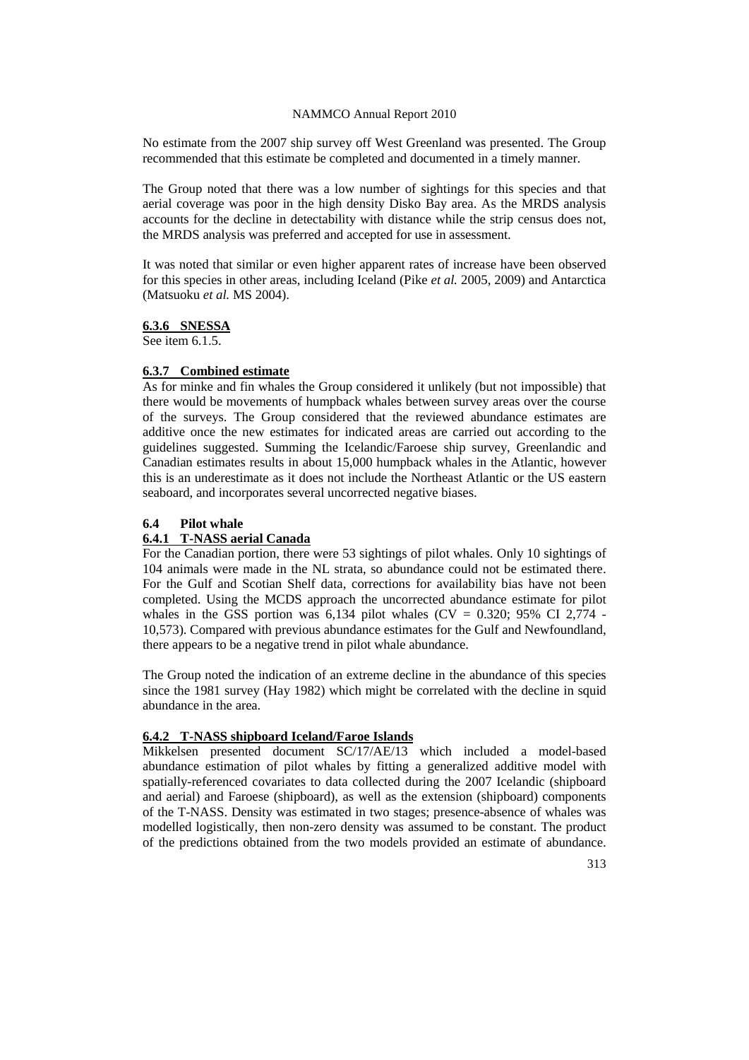No estimate from the 2007 ship survey off West Greenland was presented. The Group recommended that this estimate be completed and documented in a timely manner.

The Group noted that there was a low number of sightings for this species and that aerial coverage was poor in the high density Disko Bay area. As the MRDS analysis accounts for the decline in detectability with distance while the strip census does not, the MRDS analysis was preferred and accepted for use in assessment.

It was noted that similar or even higher apparent rates of increase have been observed for this species in other areas, including Iceland (Pike *et al.* 2005, 2009) and Antarctica (Matsuoku *et al.* MS 2004).

#### 6.3.6 SNESSA

See item 6.1.5.

#### 6.3.7 Combined estimate

As for minke and fin whales the Group considered it unlikely (but not impossible) that there would be movements of humpback whales between survey areas over the course of the surveys. The Group considered that the reviewed abundance estimates are additive once the new estimates for indicated areas are carried out according to the guidelines suggested. Summing the Icelandic/Faroese ship survey, Greenlandic and Canadian estimates results in about 15,000 humpback whales in the Atlantic, however this is an underestimate as it does not include the Northeast Atlantic or the US eastern seaboard, and incorporates several uncorrected negative biases.

### 6.4 Pilot whale

#### 6.4.1 T-NASS aerial Canada

For the Canadian portion, there were 53 sightings of pilot whales. Only 10 sightings of 104 animals were made in the NL strata, so abundance could not be estimated there. For the Gulf and Scotian Shelf data, corrections for availability bias have not been completed. Using the MCDS approach the uncorrected abundance estimate for pilot whales in the GSS portion was 6,134 pilot whales (CV = 0.320; 95% CI 2,774 - 10,573). Compared with previous abundance estimates for the Gulf and Newfoundland, there appears to be a negative trend in pilot whale abundance.

The Group noted the indication of an extreme decline in the abundance of this species since the 1981 survey (Hay 1982) which might be correlated with the decline in squid abundance in the area.

#### 6.4.2 T-NASS shipboard Iceland/Faroe Islands

Mikkelsen presented document SC/17/AE/13 which included a model-based abundance estimation of pilot whales by fitting a generalized additive model with spatially-referenced covariates to data collected during the 2007 Icelandic (shipboard and aerial) and Faroese (shipboard), as well as the extension (shipboard) components of the T-NASS. Density was estimated in two stages; presence-absence of whales was modelled logistically, then non-zero density was assumed to be constant. The product of the predictions obtained from the two models provided an estimate of abundance.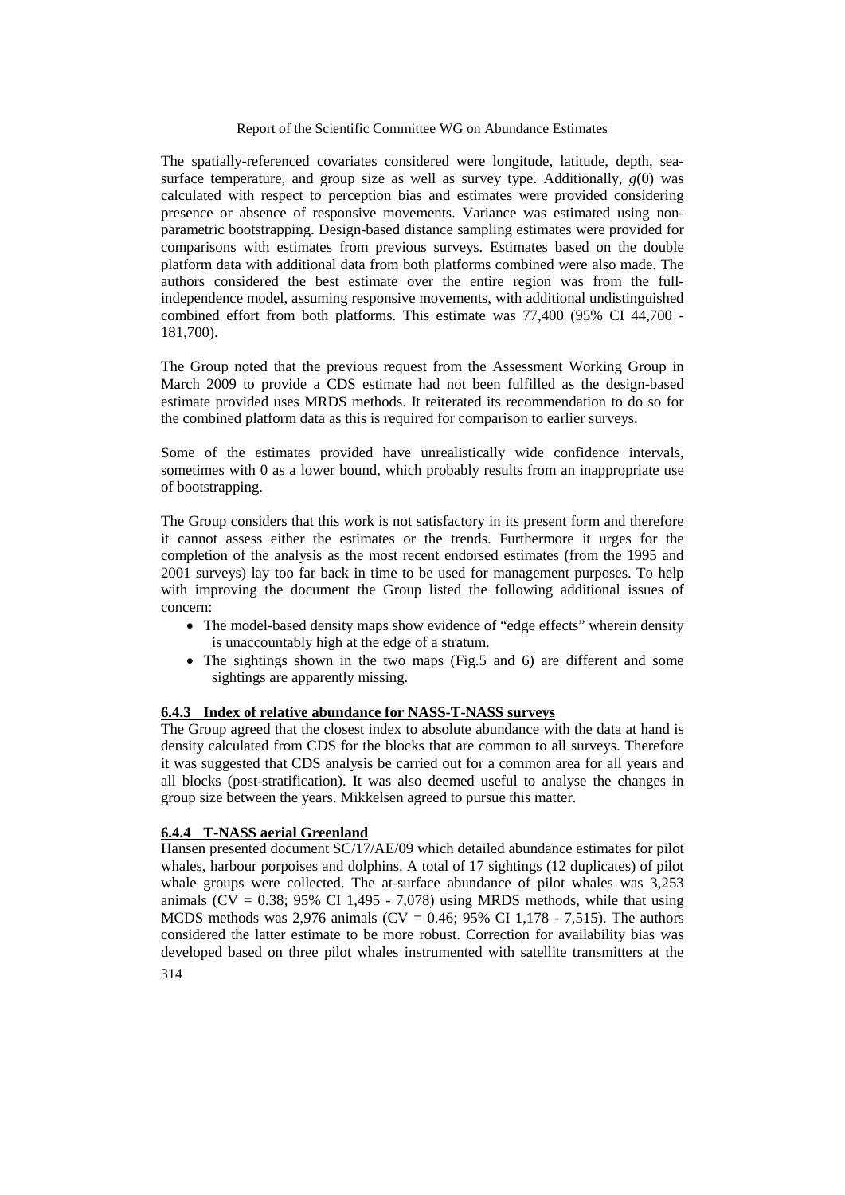The spatially-referenced covariates considered were longitude, latitude, depth, sea-surface temperature, and group size as well as survey type. Additionally, $g(0)$ was calculated with respect to perception bias and estimates were provided considering presence or absence of responsive movements. Variance was estimated using non-parametric bootstrapping. Design-based distance sampling estimates were provided for comparisons with estimates from previous surveys. Estimates based on the double platform data with additional data from both platforms combined were also made. The authors considered the best estimate over the entire region was from the full-independence model, assuming responsive movements, with additional undistinguished combined effort from both platforms. This estimate was 77,400 (95% CI 44,700 - 181,700).

The Group noted that the previous request from the Assessment Working Group in March 2009 to provide a CDS estimate had not been fulfilled as the design-based estimate provided uses MRDS methods. It reiterated its recommendation to do so for the combined platform data as this is required for comparison to earlier surveys.

Some of the estimates provided have unrealistically wide confidence intervals, sometimes with 0 as a lower bound, which probably results from an inappropriate use of bootstrapping.

The Group considers that this work is not satisfactory in its present form and therefore it cannot assess either the estimates or the trends. Furthermore it urges for the completion of the analysis as the most recent endorsed estimates (from the 1995 and 2001 surveys) lay too far back in time to be used for management purposes. To help with improving the document the Group listed the following additional issues of concern:

- The model-based density maps show evidence of "edge effects" wherein density is unaccountably high at the edge of a stratum.
- The sightings shown in the two maps (Fig.5 and 6) are different and some sightings are apparently missing.

### 6.4.3 Index of relative abundance for NASS-T-NASS surveys

The Group agreed that the closest index to absolute abundance with the data at hand is density calculated from CDS for the blocks that are common to all surveys. Therefore it was suggested that CDS analysis be carried out for a common area for all years and all blocks (post-stratification). It was also deemed useful to analyse the changes in group size between the years. Mikkelsen agreed to pursue this matter.

### 6.4.4 T-NASS aerial Greenland

Hansen presented document SC/17/AE/09 which detailed abundance estimates for pilot whales, harbour porpoises and dolphins. A total of 17 sightings (12 duplicates) of pilot whale groups were collected. The at-surface abundance of pilot whales was 3,253 animals (CV = 0.38; 95% CI 1,495 - 7,078) using MRDS methods, while that using MCDS methods was 2,976 animals (CV = 0.46; 95% CI 1,178 - 7,515). The authors considered the latter estimate to be more robust. Correction for availability bias was developed based on three pilot whales instrumented with satellite transmitters at the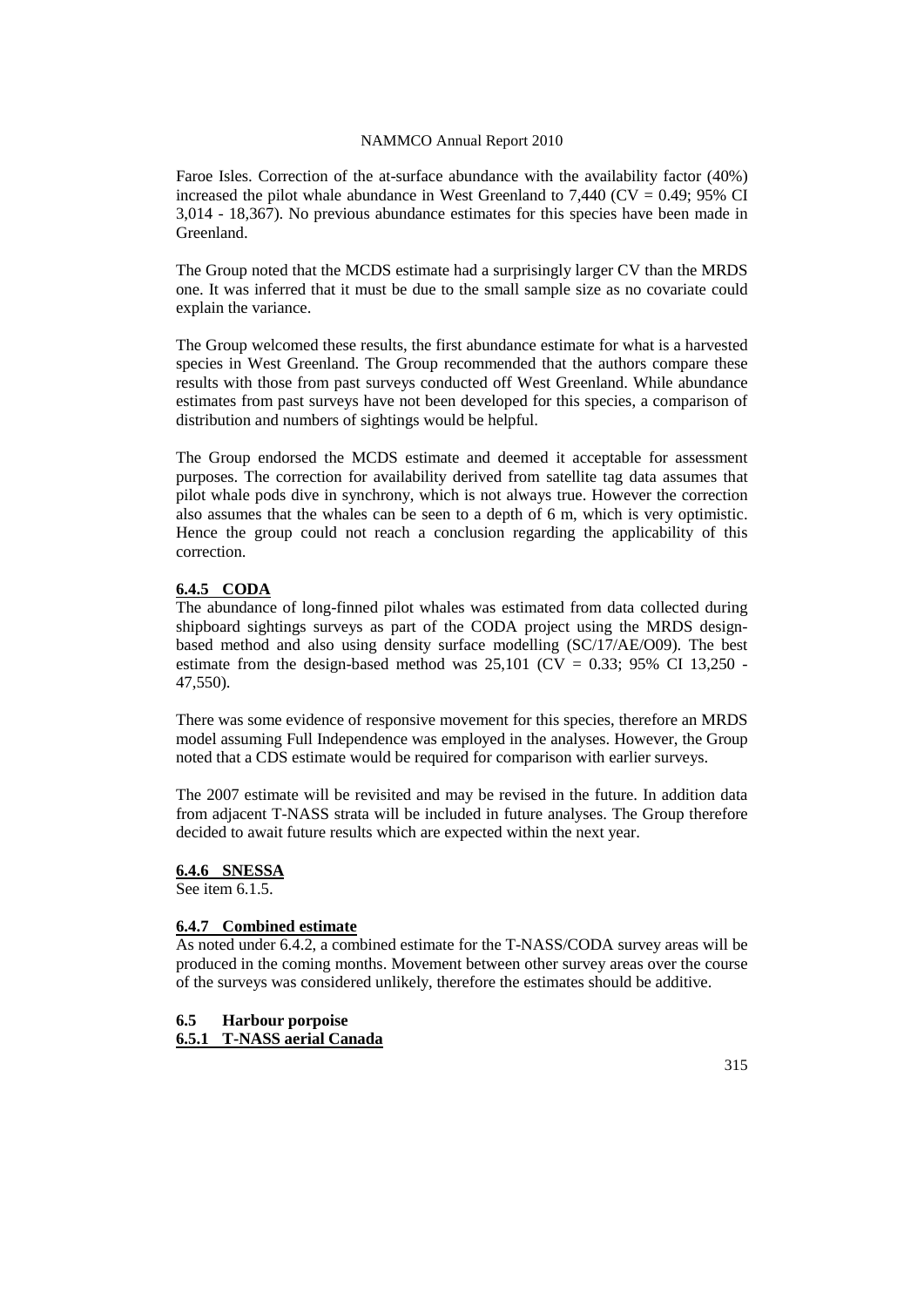Faroe Isles. Correction of the at-surface abundance with the availability factor (40%) increased the pilot whale abundance in West Greenland to 7,440 (CV = 0.49; 95% CI 3,014 - 18,367). No previous abundance estimates for this species have been made in Greenland.

The Group noted that the MCDS estimate had a surprisingly larger CV than the MRDS one. It was inferred that it must be due to the small sample size as no covariate could explain the variance.

The Group welcomed these results, the first abundance estimate for what is a harvested species in West Greenland. The Group recommended that the authors compare these results with those from past surveys conducted off West Greenland. While abundance estimates from past surveys have not been developed for this species, a comparison of distribution and numbers of sightings would be helpful.

The Group endorsed the MCDS estimate and deemed it acceptable for assessment purposes. The correction for availability derived from satellite tag data assumes that pilot whale pods dive in synchrony, which is not always true. However the correction also assumes that the whales can be seen to a depth of 6 m, which is very optimistic. Hence the group could not reach a conclusion regarding the applicability of this correction.

#### 6.4.5 CODA

The abundance of long-finned pilot whales was estimated from data collected during shipboard sightings surveys as part of the CODA project using the MRDS design-based method and also using density surface modelling (SC/17/AE/O09). The best estimate from the design-based method was 25,101 (CV = 0.33; 95% CI 13,250 - 47,550).

There was some evidence of responsive movement for this species, therefore an MRDS model assuming Full Independence was employed in the analyses. However, the Group noted that a CDS estimate would be required for comparison with earlier surveys.

The 2007 estimate will be revisited and may be revised in the future. In addition data from adjacent T-NASS strata will be included in future analyses. The Group therefore decided to await future results which are expected within the next year.

#### 6.4.6 SNESSA

See item 6.1.5.

#### 6.4.7 Combined estimate

As noted under 6.4.2, a combined estimate for the T-NASS/CODA survey areas will be produced in the coming months. Movement between other survey areas over the course of the surveys was considered unlikely, therefore the estimates should be additive.

### 6.5 Harbour porpoise

#### 6.5.1 T-NASS aerial Canada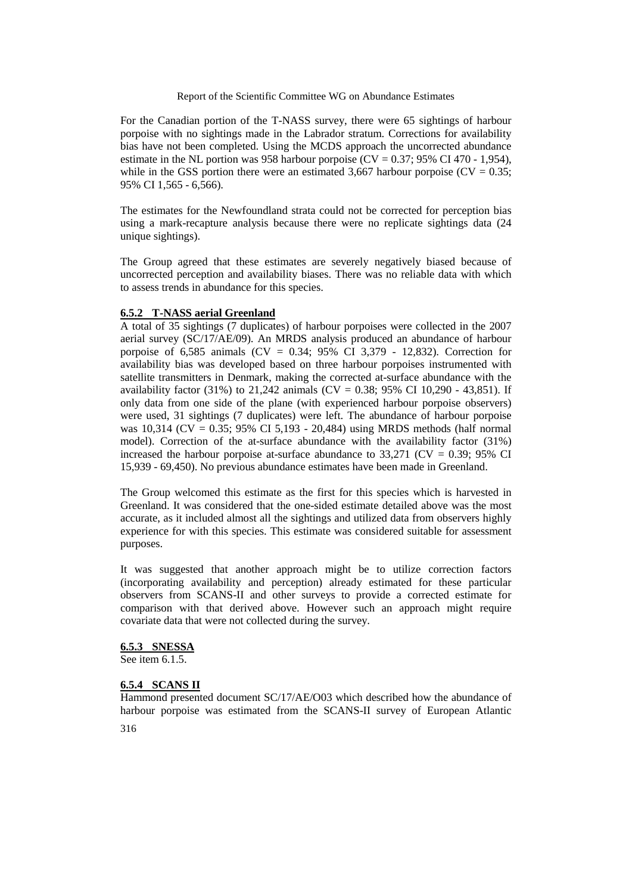For the Canadian portion of the T-NASS survey, there were 65 sightings of harbour porpoise with no sightings made in the Labrador stratum. Corrections for availability bias have not been completed. Using the MCDS approach the uncorrected abundance estimate in the NL portion was 958 harbour porpoise (CV = 0.37; 95% CI 470 - 1,954), while in the GSS portion there were an estimated 3,667 harbour porpoise (CV = 0.35; 95% CI 1,565 - 6,566).

The estimates for the Newfoundland strata could not be corrected for perception bias using a mark-recapture analysis because there were no replicate sightings data (24 unique sightings).

The Group agreed that these estimates are severely negatively biased because of uncorrected perception and availability biases. There was no reliable data with which to assess trends in abundance for this species.

#### 6.5.2 T-NASS aerial Greenland

A total of 35 sightings (7 duplicates) of harbour porpoises were collected in the 2007 aerial survey (SC/17/AE/09). An MRDS analysis produced an abundance of harbour porpoise of 6,585 animals (CV = 0.34; 95% CI 3,379 - 12,832). Correction for availability bias was developed based on three harbour porpoises instrumented with satellite transmitters in Denmark, making the corrected at-surface abundance with the availability factor (31%) to 21,242 animals (CV = 0.38; 95% CI 10,290 - 43,851). If only data from one side of the plane (with experienced harbour porpoise observers) were used, 31 sightings (7 duplicates) were left. The abundance of harbour porpoise was 10,314 (CV = 0.35; 95% CI 5,193 - 20,484) using MRDS methods (half normal model). Correction of the at-surface abundance with the availability factor (31%) increased the harbour porpoise at-surface abundance to 33,271 (CV = 0.39; 95% CI 15,939 - 69,450). No previous abundance estimates have been made in Greenland.

The Group welcomed this estimate as the first for this species which is harvested in Greenland. It was considered that the one-sided estimate detailed above was the most accurate, as it included almost all the sightings and utilized data from observers highly experience for with this species. This estimate was considered suitable for assessment purposes.

It was suggested that another approach might be to utilize correction factors (incorporating availability and perception) already estimated for these particular observers from SCANS-II and other surveys to provide a corrected estimate for comparison with that derived above. However such an approach might require covariate data that were not collected during the survey.

#### 6.5.3 SNESSA

See item 6.1.5.

#### 6.5.4 SCANS II

Hammond presented document SC/17/AE/O03 which described how the abundance of harbour porpoise was estimated from the SCANS-II survey of European Atlantic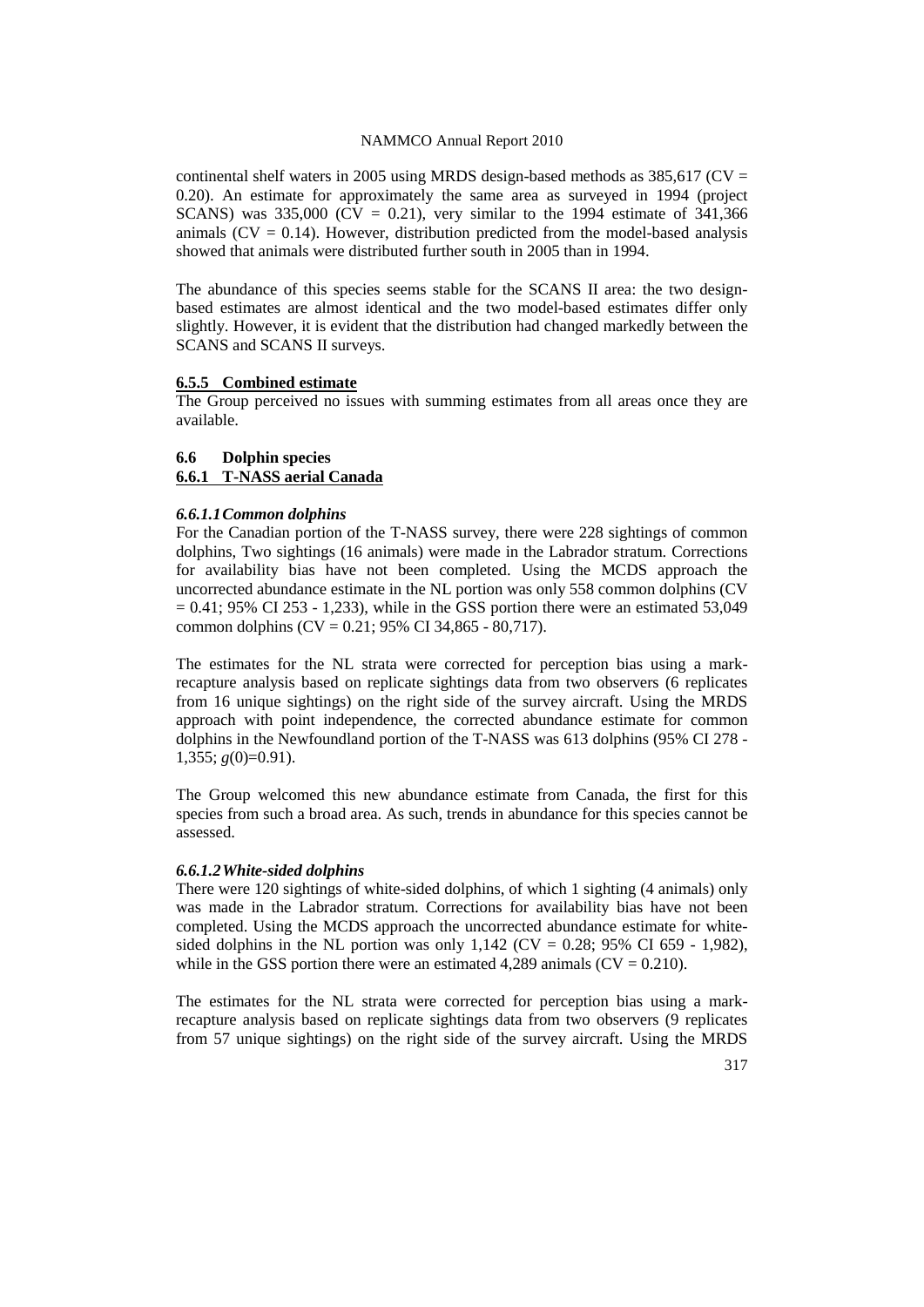continental shelf waters in 2005 using MRDS design-based methods as 385,617 (CV = 0.20). An estimate for approximately the same area as surveyed in 1994 (project SCANS) was 335,000 (CV = 0.21), very similar to the 1994 estimate of 341,366 animals (CV = 0.14). However, distribution predicted from the model-based analysis showed that animals were distributed further south in 2005 than in 1994.

The abundance of this species seems stable for the SCANS II area: the two design-based estimates are almost identical and the two model-based estimates differ only slightly. However, it is evident that the distribution had changed markedly between the SCANS and SCANS II surveys.

#### 6.5.5 Combined estimate

The Group perceived no issues with summing estimates from all areas once they are available.

### 6.6 Dolphin species

#### 6.6.1 T-NASS aerial Canada

##### *6.6.1.1 Common dolphins*

For the Canadian portion of the T-NASS survey, there were 228 sightings of common dolphins, Two sightings (16 animals) were made in the Labrador stratum. Corrections for availability bias have not been completed. Using the MCDS approach the uncorrected abundance estimate in the NL portion was only 558 common dolphins (CV = 0.41; 95% CI 253 - 1,233), while in the GSS portion there were an estimated 53,049 common dolphins (CV = 0.21; 95% CI 34,865 - 80,717).

The estimates for the NL strata were corrected for perception bias using a mark-recapture analysis based on replicate sightings data from two observers (6 replicates from 16 unique sightings) on the right side of the survey aircraft. Using the MRDS approach with point independence, the corrected abundance estimate for common dolphins in the Newfoundland portion of the T-NASS was 613 dolphins (95% CI 278 - 1,355; $g(0)$=0.91).

The Group welcomed this new abundance estimate from Canada, the first for this species from such a broad area. As such, trends in abundance for this species cannot be assessed.

##### *6.6.1.2 White-sided dolphins*

There were 120 sightings of white-sided dolphins, of which 1 sighting (4 animals) only was made in the Labrador stratum. Corrections for availability bias have not been completed. Using the MCDS approach the uncorrected abundance estimate for white-sided dolphins in the NL portion was only 1,142 (CV = 0.28; 95% CI 659 - 1,982), while in the GSS portion there were an estimated 4,289 animals (CV = 0.210).

The estimates for the NL strata were corrected for perception bias using a mark-recapture analysis based on replicate sightings data from two observers (9 replicates from 57 unique sightings) on the right side of the survey aircraft. Using the MRDS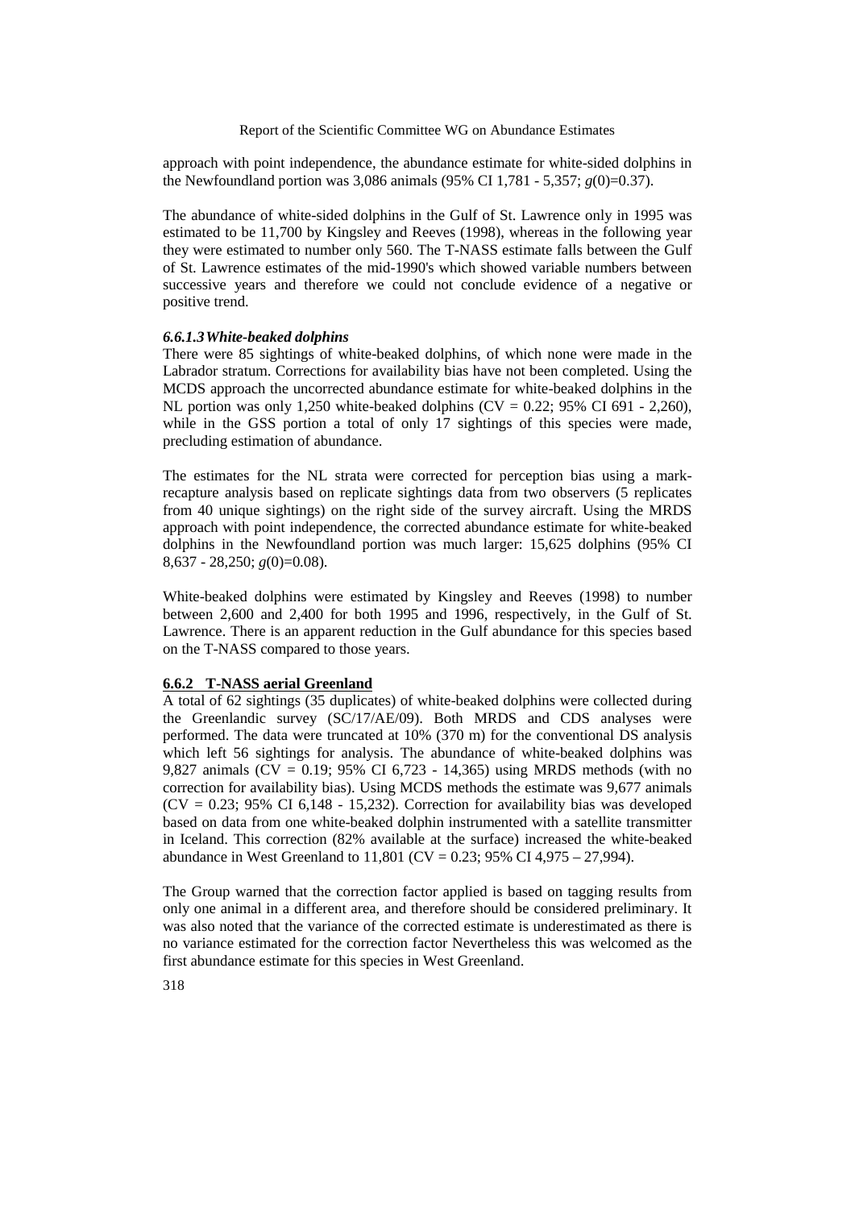approach with point independence, the abundance estimate for white-sided dolphins in the Newfoundland portion was 3,086 animals (95% CI 1,781 - 5,357; $g(0)$=0.37).

The abundance of white-sided dolphins in the Gulf of St. Lawrence only in 1995 was estimated to be 11,700 by Kingsley and Reeves (1998), whereas in the following year they were estimated to number only 560. The T-NASS estimate falls between the Gulf of St. Lawrence estimates of the mid-1990's which showed variable numbers between successive years and therefore we could not conclude evidence of a negative or positive trend.

#### *6.6.1.3 White-beaked dolphins*

There were 85 sightings of white-beaked dolphins, of which none were made in the Labrador stratum. Corrections for availability bias have not been completed. Using the MCDS approach the uncorrected abundance estimate for white-beaked dolphins in the NL portion was only 1,250 white-beaked dolphins (CV = 0.22; 95% CI 691 - 2,260), while in the GSS portion a total of only 17 sightings of this species were made, precluding estimation of abundance.

The estimates for the NL strata were corrected for perception bias using a mark-recapture analysis based on replicate sightings data from two observers (5 replicates from 40 unique sightings) on the right side of the survey aircraft. Using the MRDS approach with point independence, the corrected abundance estimate for white-beaked dolphins in the Newfoundland portion was much larger: 15,625 dolphins (95% CI 8,637 - 28,250; $g(0)$=0.08).

White-beaked dolphins were estimated by Kingsley and Reeves (1998) to number between 2,600 and 2,400 for both 1995 and 1996, respectively, in the Gulf of St. Lawrence. There is an apparent reduction in the Gulf abundance for this species based on the T-NASS compared to those years.

### 6.6.2 T-NASS aerial Greenland

A total of 62 sightings (35 duplicates) of white-beaked dolphins were collected during the Greenlandic survey (SC/17/AE/09). Both MRDS and CDS analyses were performed. The data were truncated at 10% (370 m) for the conventional DS analysis which left 56 sightings for analysis. The abundance of white-beaked dolphins was 9,827 animals (CV = 0.19; 95% CI 6,723 - 14,365) using MRDS methods (with no correction for availability bias). Using MCDS methods the estimate was 9,677 animals (CV = 0.23; 95% CI 6,148 - 15,232). Correction for availability bias was developed based on data from one white-beaked dolphin instrumented with a satellite transmitter in Iceland. This correction (82% available at the surface) increased the white-beaked abundance in West Greenland to 11,801 (CV = 0.23; 95% CI 4,975 – 27,994).

The Group warned that the correction factor applied is based on tagging results from only one animal in a different area, and therefore should be considered preliminary. It was also noted that the variance of the corrected estimate is underestimated as there is no variance estimated for the correction factor Nevertheless this was welcomed as the first abundance estimate for this species in West Greenland.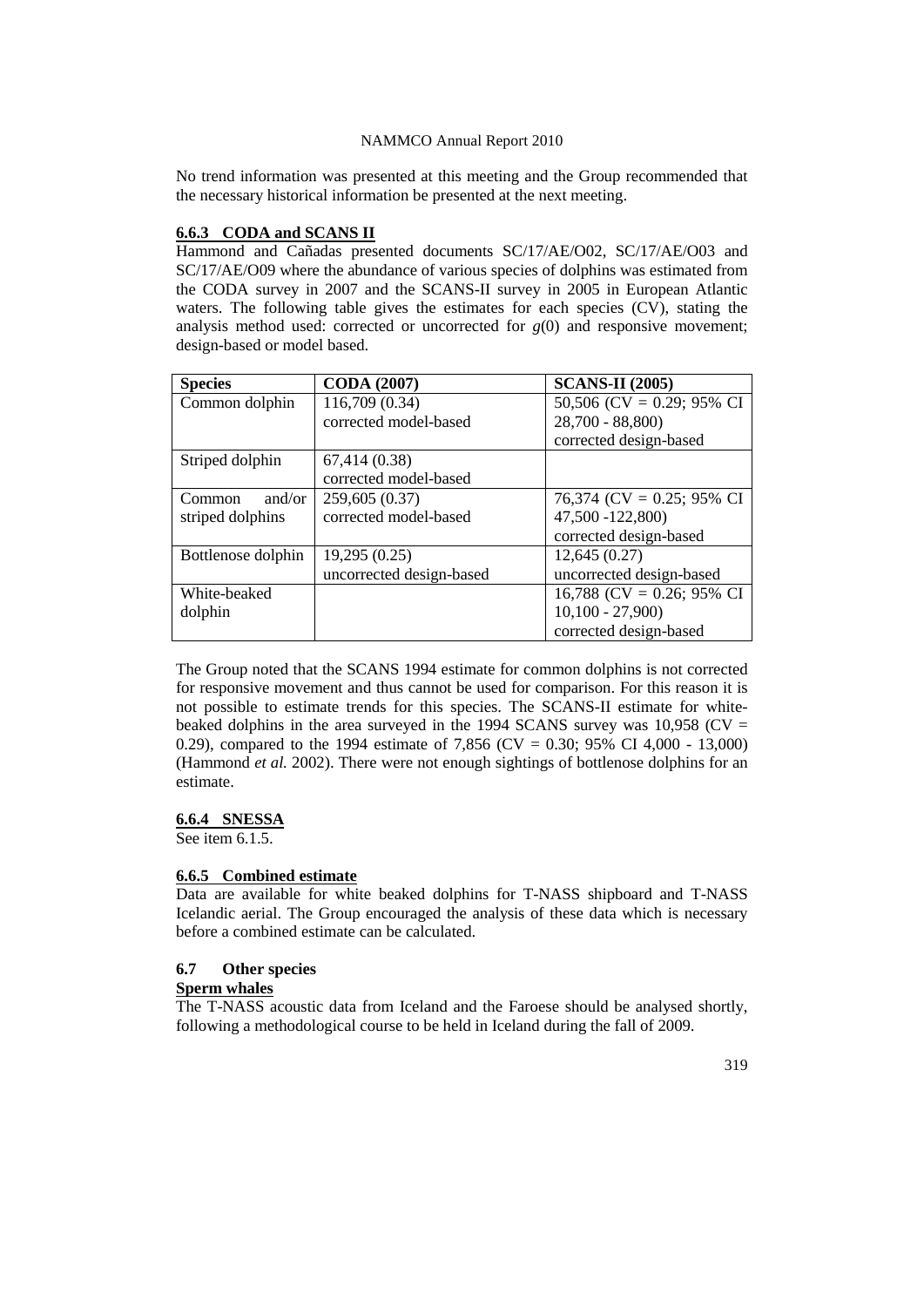No trend information was presented at this meeting and the Group recommended that the necessary historical information be presented at the next meeting.

### 6.6.3 CODA and SCANS II

Hammond and Cañadas presented documents SC/17/AE/O02, SC/17/AE/O03 and SC/17/AE/O09 where the abundance of various species of dolphins was estimated from the CODA survey in 2007 and the SCANS-II survey in 2005 in European Atlantic waters. The following table gives the estimates for each species (CV), stating the analysis method used: corrected or uncorrected for $g(0)$ and responsive movement; design-based or model based.

| Species | CODA (2007) | SCANS-II (2005) |
|---|---|---|
| Common dolphin | 116,709 (0.34) corrected model-based | 50,506 (CV = 0.29; 95% CI 28,700 - 88,800) corrected design-based |
| Striped dolphin | 67,414 (0.38) corrected model-based | |
| Common and/or striped dolphins | 259,605 (0.37) corrected model-based | 76,374 (CV = 0.25; 95% CI 47,500 -122,800) corrected design-based |
| Bottlenose dolphin | 19,295 (0.25) uncorrected design-based | 12,645 (0.27) uncorrected design-based |
| White-beaked dolphin | | 16,788 (CV = 0.26; 95% CI 10,100 - 27,900) corrected design-based |

The Group noted that the SCANS 1994 estimate for common dolphins is not corrected for responsive movement and thus cannot be used for comparison. For this reason it is not possible to estimate trends for this species. The SCANS-II estimate for white-beaked dolphins in the area surveyed in the 1994 SCANS survey was 10,958 (CV = 0.29), compared to the 1994 estimate of 7,856 (CV = 0.30; 95% CI 4,000 - 13,000) (Hammond *et al.* 2002). There were not enough sightings of bottlenose dolphins for an estimate.

### 6.6.4 SNESSA

See item 6.1.5.

### 6.6.5 Combined estimate

Data are available for white beaked dolphins for T-NASS shipboard and T-NASS Icelandic aerial. The Group encouraged the analysis of these data which is necessary before a combined estimate can be calculated.

## 6.7 Other species

**Sperm whales**

The T-NASS acoustic data from Iceland and the Faroese should be analysed shortly, following a methodological course to be held in Iceland during the fall of 2009.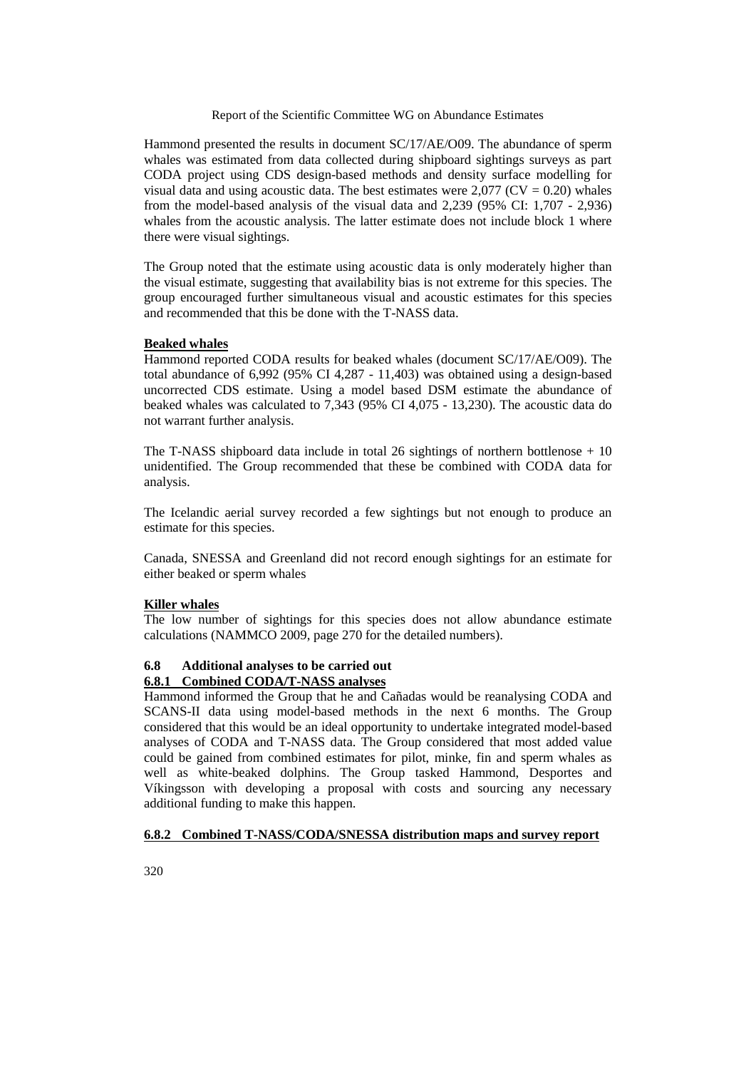Hammond presented the results in document SC/17/AE/O09. The abundance of sperm whales was estimated from data collected during shipboard sightings surveys as part CODA project using CDS design-based methods and density surface modelling for visual data and using acoustic data. The best estimates were 2,077 (CV = 0.20) whales from the model-based analysis of the visual data and 2,239 (95% CI: 1,707 - 2,936) whales from the acoustic analysis. The latter estimate does not include block 1 where there were visual sightings.

The Group noted that the estimate using acoustic data is only moderately higher than the visual estimate, suggesting that availability bias is not extreme for this species. The group encouraged further simultaneous visual and acoustic estimates for this species and recommended that this be done with the T-NASS data.

**Beaked whales**

Hammond reported CODA results for beaked whales (document SC/17/AE/O09). The total abundance of 6,992 (95% CI 4,287 - 11,403) was obtained using a design-based uncorrected CDS estimate. Using a model based DSM estimate the abundance of beaked whales was calculated to 7,343 (95% CI 4,075 - 13,230). The acoustic data do not warrant further analysis.

The T-NASS shipboard data include in total 26 sightings of northern bottlenose + 10 unidentified. The Group recommended that these be combined with CODA data for analysis.

The Icelandic aerial survey recorded a few sightings but not enough to produce an estimate for this species.

Canada, SNESSA and Greenland did not record enough sightings for an estimate for either beaked or sperm whales

**Killer whales**

The low number of sightings for this species does not allow abundance estimate calculations (NAMMCO 2009, page 270 for the detailed numbers).

### 6.8 Additional analyses to be carried out

#### 6.8.1 Combined CODA/T-NASS analyses

Hammond informed the Group that he and Cañadas would be reanalysing CODA and SCANS-II data using model-based methods in the next 6 months. The Group considered that this would be an ideal opportunity to undertake integrated model-based analyses of CODA and T-NASS data. The Group considered that most added value could be gained from combined estimates for pilot, minke, fin and sperm whales as well as white-beaked dolphins. The Group tasked Hammond, Desportes and Víkingsson with developing a proposal with costs and sourcing any necessary additional funding to make this happen.

#### 6.8.2 Combined T-NASS/CODA/SNESSA distribution maps and survey report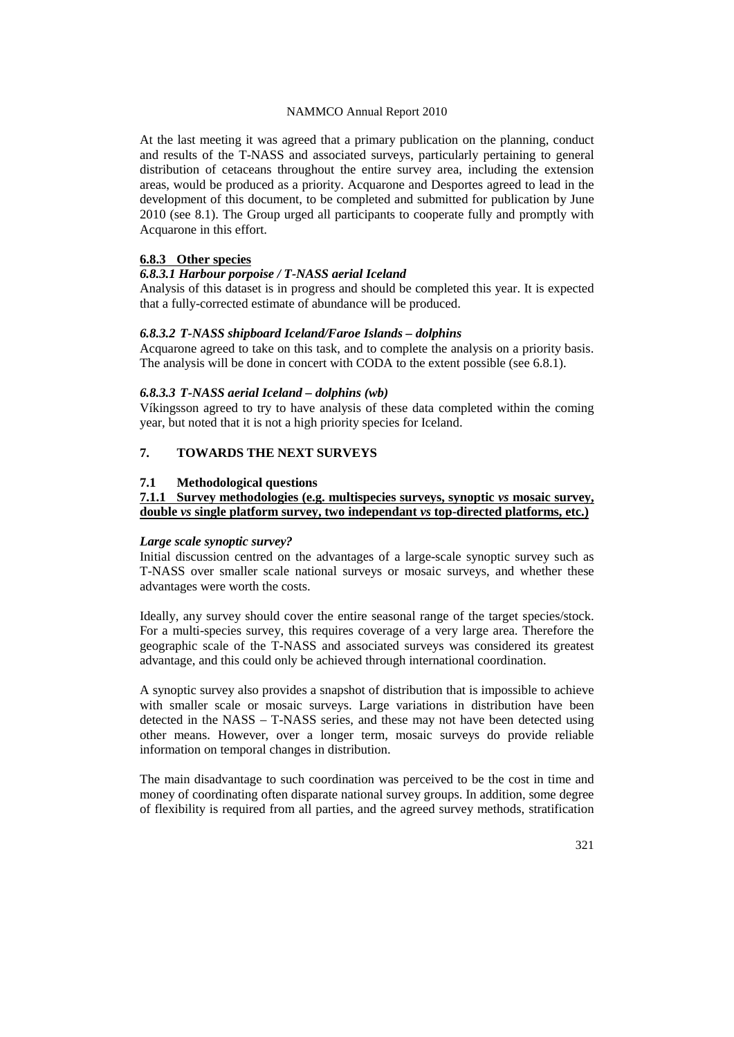At the last meeting it was agreed that a primary publication on the planning, conduct and results of the T-NASS and associated surveys, particularly pertaining to general distribution of cetaceans throughout the entire survey area, including the extension areas, would be produced as a priority. Acquarone and Desportes agreed to lead in the development of this document, to be completed and submitted for publication by June 2010 (see 8.1). The Group urged all participants to cooperate fully and promptly with Acquarone in this effort.

#### 6.8.3 Other species

##### *6.8.3.1 Harbour porpoise / T-NASS aerial Iceland*

Analysis of this dataset is in progress and should be completed this year. It is expected that a fully-corrected estimate of abundance will be produced.

##### *6.8.3.2 T-NASS shipboard Iceland/Faroe Islands – dolphins*

Acquarone agreed to take on this task, and to complete the analysis on a priority basis. The analysis will be done in concert with CODA to the extent possible (see 6.8.1).

##### *6.8.3.3 T-NASS aerial Iceland – dolphins (wb)*

Víkingsson agreed to try to have analysis of these data completed within the coming year, but noted that it is not a high priority species for Iceland.

## 7. TOWARDS THE NEXT SURVEYS

### 7.1 Methodological questions

#### 7.1.1 Survey methodologies (e.g. multispecies surveys, synoptic *vs* mosaic survey, double *vs* single platform survey, two independant *vs* top-directed platforms, etc.)

***Large scale synoptic survey?***

Initial discussion centred on the advantages of a large-scale synoptic survey such as T-NASS over smaller scale national surveys or mosaic surveys, and whether these advantages were worth the costs.

Ideally, any survey should cover the entire seasonal range of the target species/stock. For a multi-species survey, this requires coverage of a very large area. Therefore the geographic scale of the T-NASS and associated surveys was considered its greatest advantage, and this could only be achieved through international coordination.

A synoptic survey also provides a snapshot of distribution that is impossible to achieve with smaller scale or mosaic surveys. Large variations in distribution have been detected in the NASS – T-NASS series, and these may not have been detected using other means. However, over a longer term, mosaic surveys do provide reliable information on temporal changes in distribution.

The main disadvantage to such coordination was perceived to be the cost in time and money of coordinating often disparate national survey groups. In addition, some degree of flexibility is required from all parties, and the agreed survey methods, stratification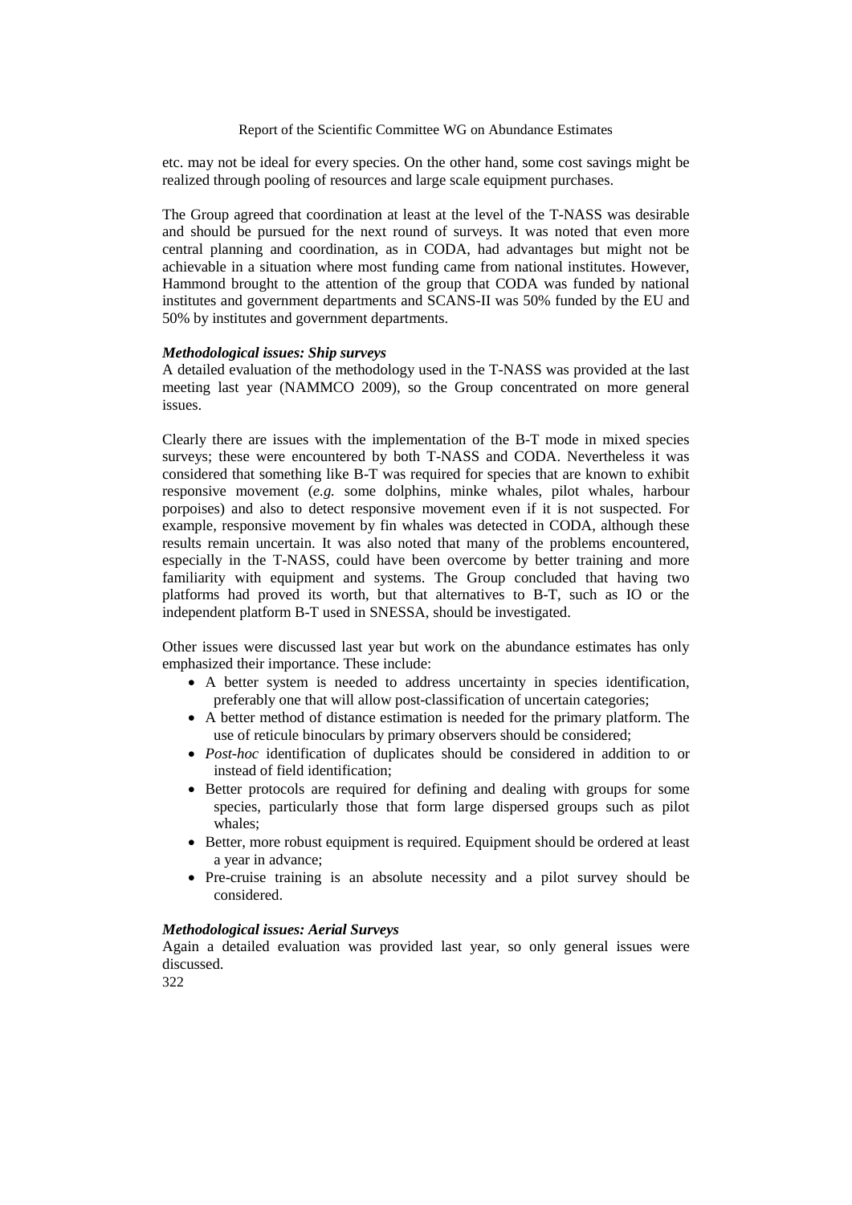etc. may not be ideal for every species. On the other hand, some cost savings might be realized through pooling of resources and large scale equipment purchases.

The Group agreed that coordination at least at the level of the T-NASS was desirable and should be pursued for the next round of surveys. It was noted that even more central planning and coordination, as in CODA, had advantages but might not be achievable in a situation where most funding came from national institutes. However, Hammond brought to the attention of the group that CODA was funded by national institutes and government departments and SCANS-II was 50% funded by the EU and 50% by institutes and government departments.

***Methodological issues: Ship surveys***

A detailed evaluation of the methodology used in the T-NASS was provided at the last meeting last year (NAMMCO 2009), so the Group concentrated on more general issues.

Clearly there are issues with the implementation of the B-T mode in mixed species surveys; these were encountered by both T-NASS and CODA. Nevertheless it was considered that something like B-T was required for species that are known to exhibit responsive movement (*e.g.* some dolphins, minke whales, pilot whales, harbour porpoises) and also to detect responsive movement even if it is not suspected. For example, responsive movement by fin whales was detected in CODA, although these results remain uncertain. It was also noted that many of the problems encountered, especially in the T-NASS, could have been overcome by better training and more familiarity with equipment and systems. The Group concluded that having two platforms had proved its worth, but that alternatives to B-T, such as IO or the independent platform B-T used in SNESSA, should be investigated.

Other issues were discussed last year but work on the abundance estimates has only emphasized their importance. These include:

- A better system is needed to address uncertainty in species identification, preferably one that will allow post-classification of uncertain categories;
- A better method of distance estimation is needed for the primary platform. The use of reticule binoculars by primary observers should be considered;
- *Post-hoc* identification of duplicates should be considered in addition to or instead of field identification;
- Better protocols are required for defining and dealing with groups for some species, particularly those that form large dispersed groups such as pilot whales;
- Better, more robust equipment is required. Equipment should be ordered at least a year in advance;
- Pre-cruise training is an absolute necessity and a pilot survey should be considered.

***Methodological issues: Aerial Surveys***

Again a detailed evaluation was provided last year, so only general issues were discussed.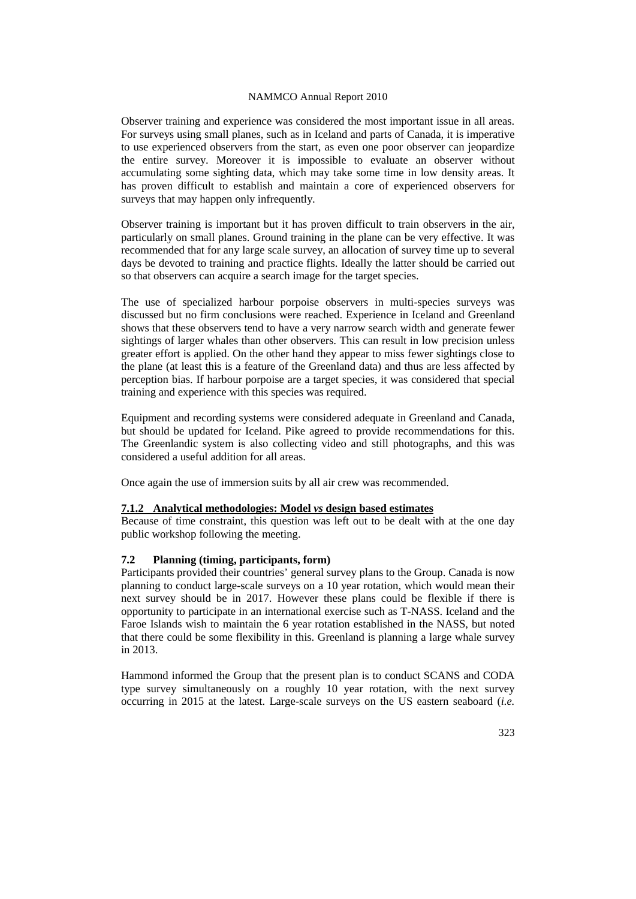Observer training and experience was considered the most important issue in all areas. For surveys using small planes, such as in Iceland and parts of Canada, it is imperative to use experienced observers from the start, as even one poor observer can jeopardize the entire survey. Moreover it is impossible to evaluate an observer without accumulating some sighting data, which may take some time in low density areas. It has proven difficult to establish and maintain a core of experienced observers for surveys that may happen only infrequently.

Observer training is important but it has proven difficult to train observers in the air, particularly on small planes. Ground training in the plane can be very effective. It was recommended that for any large scale survey, an allocation of survey time up to several days be devoted to training and practice flights. Ideally the latter should be carried out so that observers can acquire a search image for the target species.

The use of specialized harbour porpoise observers in multi-species surveys was discussed but no firm conclusions were reached. Experience in Iceland and Greenland shows that these observers tend to have a very narrow search width and generate fewer sightings of larger whales than other observers. This can result in low precision unless greater effort is applied. On the other hand they appear to miss fewer sightings close to the plane (at least this is a feature of the Greenland data) and thus are less affected by perception bias. If harbour porpoise are a target species, it was considered that special training and experience with this species was required.

Equipment and recording systems were considered adequate in Greenland and Canada, but should be updated for Iceland. Pike agreed to provide recommendations for this. The Greenlandic system is also collecting video and still photographs, and this was considered a useful addition for all areas.

Once again the use of immersion suits by all air crew was recommended.

#### 7.1.2 Analytical methodologies: Model *vs* design based estimates

Because of time constraint, this question was left out to be dealt with at the one day public workshop following the meeting.

### 7.2 Planning (timing, participants, form)

Participants provided their countries' general survey plans to the Group. Canada is now planning to conduct large-scale surveys on a 10 year rotation, which would mean their next survey should be in 2017. However these plans could be flexible if there is opportunity to participate in an international exercise such as T-NASS. Iceland and the Faroe Islands wish to maintain the 6 year rotation established in the NASS, but noted that there could be some flexibility in this. Greenland is planning a large whale survey in 2013.

Hammond informed the Group that the present plan is to conduct SCANS and CODA type survey simultaneously on a roughly 10 year rotation, with the next survey occurring in 2015 at the latest. Large-scale surveys on the US eastern seaboard (*i.e.*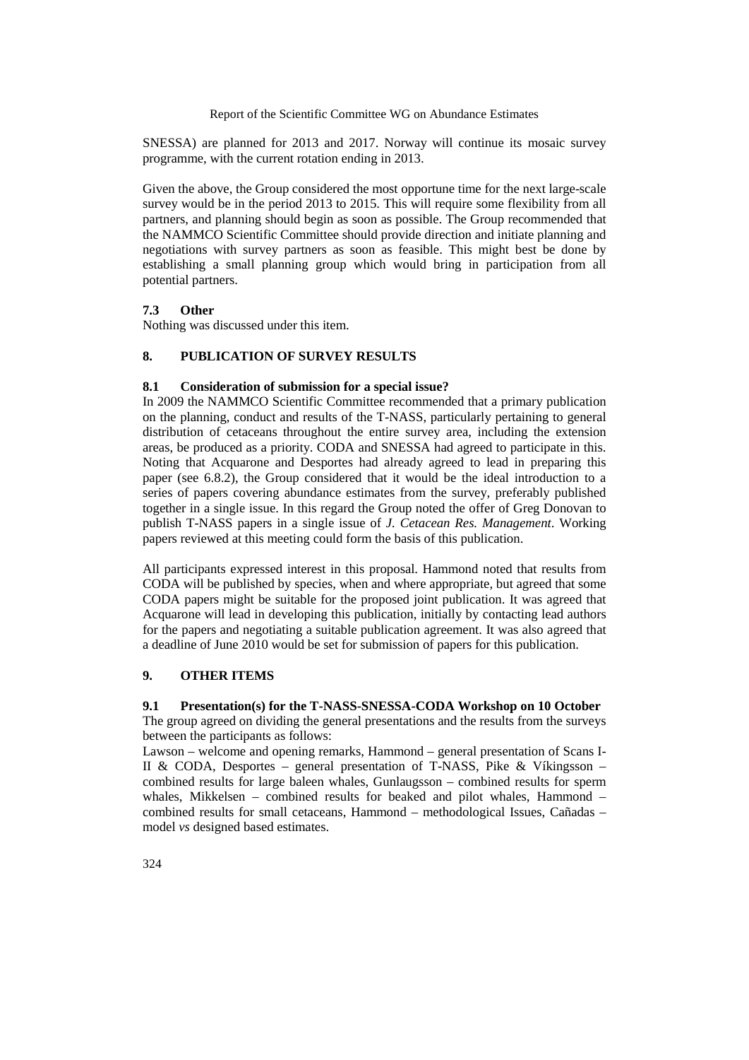SNESSA) are planned for 2013 and 2017. Norway will continue its mosaic survey programme, with the current rotation ending in 2013.

Given the above, the Group considered the most opportune time for the next large-scale survey would be in the period 2013 to 2015. This will require some flexibility from all partners, and planning should begin as soon as possible. The Group recommended that the NAMMCO Scientific Committee should provide direction and initiate planning and negotiations with survey partners as soon as feasible. This might best be done by establishing a small planning group which would bring in participation from all potential partners.

### 7.3 Other

Nothing was discussed under this item.

## 8. PUBLICATION OF SURVEY RESULTS

### 8.1 Consideration of submission for a special issue?

In 2009 the NAMMCO Scientific Committee recommended that a primary publication on the planning, conduct and results of the T-NASS, particularly pertaining to general distribution of cetaceans throughout the entire survey area, including the extension areas, be produced as a priority. CODA and SNESSA had agreed to participate in this. Noting that Acquarone and Desportes had already agreed to lead in preparing this paper (see 6.8.2), the Group considered that it would be the ideal introduction to a series of papers covering abundance estimates from the survey, preferably published together in a single issue. In this regard the Group noted the offer of Greg Donovan to publish T-NASS papers in a single issue of *J. Cetacean Res. Management*. Working papers reviewed at this meeting could form the basis of this publication.

All participants expressed interest in this proposal. Hammond noted that results from CODA will be published by species, when and where appropriate, but agreed that some CODA papers might be suitable for the proposed joint publication. It was agreed that Acquarone will lead in developing this publication, initially by contacting lead authors for the papers and negotiating a suitable publication agreement. It was also agreed that a deadline of June 2010 would be set for submission of papers for this publication.

## 9. OTHER ITEMS

### 9.1 Presentation(s) for the T-NASS-SNESSA-CODA Workshop on 10 October

The group agreed on dividing the general presentations and the results from the surveys between the participants as follows:

Lawson – welcome and opening remarks, Hammond – general presentation of Scans I-II & CODA, Desportes – general presentation of T-NASS, Pike & Víkingsson – combined results for large baleen whales, Gunlaugsson – combined results for sperm whales, Mikkelsen – combined results for beaked and pilot whales, Hammond – combined results for small cetaceans, Hammond – methodological Issues, Cañadas – model *vs* designed based estimates.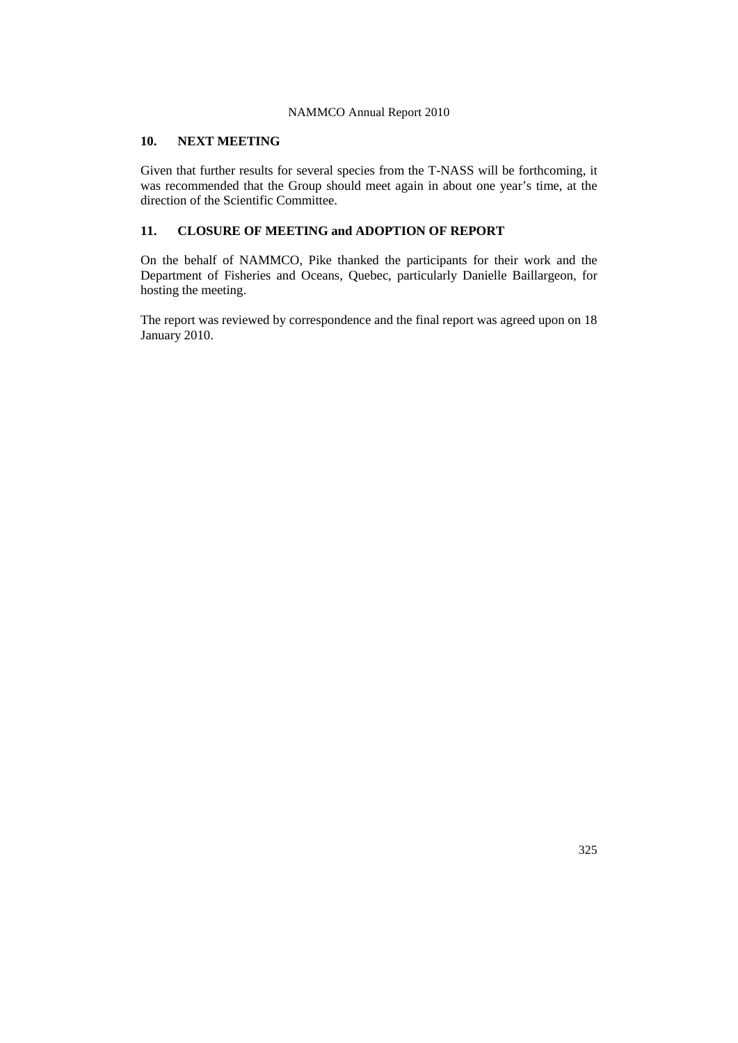## 10. NEXT MEETING

Given that further results for several species from the T-NASS will be forthcoming, it was recommended that the Group should meet again in about one year's time, at the direction of the Scientific Committee.

## 11. CLOSURE OF MEETING and ADOPTION OF REPORT

On the behalf of NAMMCO, Pike thanked the participants for their work and the Department of Fisheries and Oceans, Quebec, particularly Danielle Baillargeon, for hosting the meeting.

The report was reviewed by correspondence and the final report was agreed upon on 18 January 2010.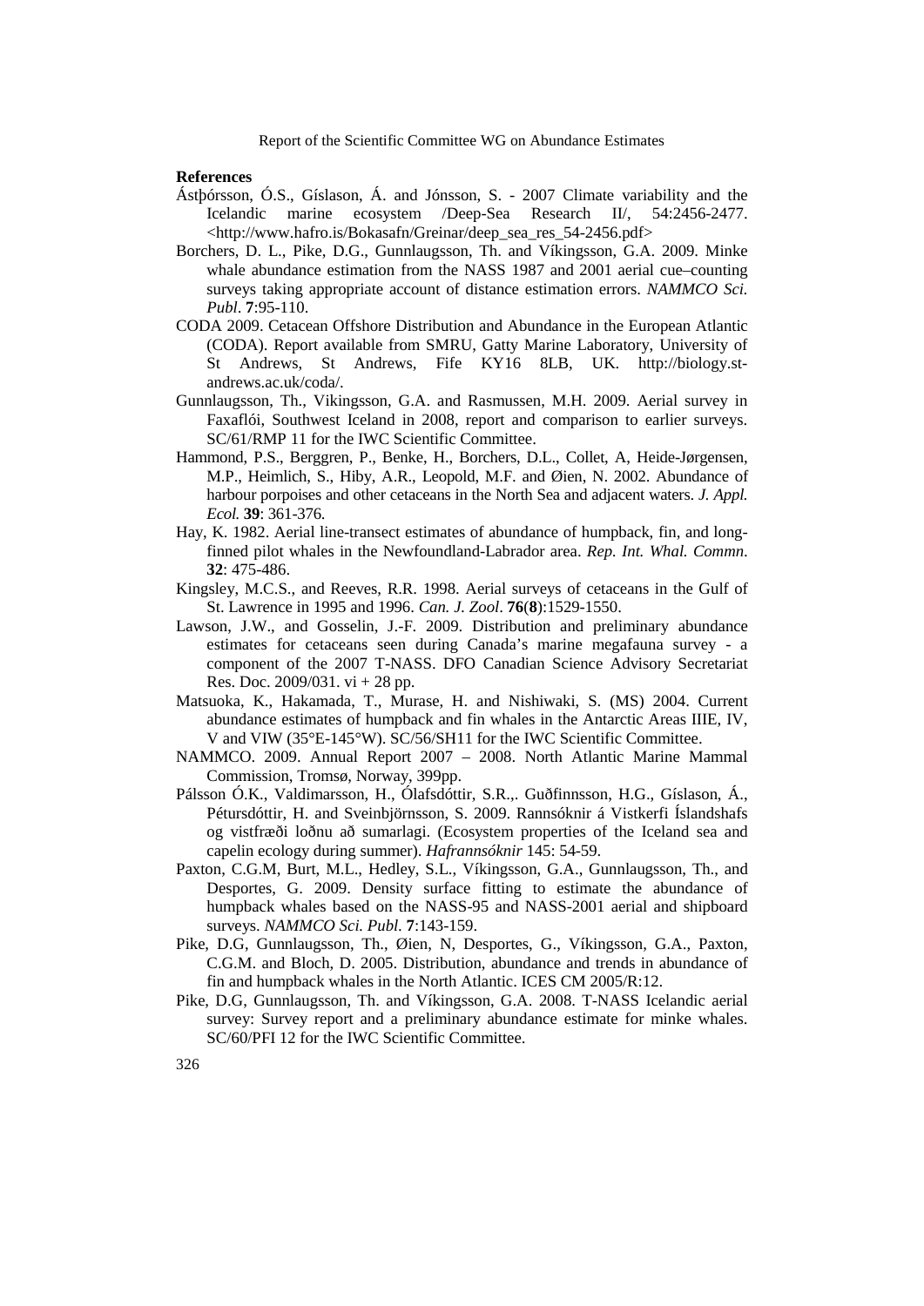**References**

Ástþórsson, Ó.S., Gíslason, Á. and Jónsson, S. - 2007 Climate variability and the Icelandic marine ecosystem /Deep-Sea Research II/, 54:2456-2477. <http://www.hafro.is/Bokasafn/Greinar/deep_sea_res_54-2456.pdf>

Borchers, D. L., Pike, D.G., Gunnlaugsson, Th. and Víkingsson, G.A. 2009. Minke whale abundance estimation from the NASS 1987 and 2001 aerial cue–counting surveys taking appropriate account of distance estimation errors. *NAMMCO Sci. Publ*. **7**:95-110.

CODA 2009. Cetacean Offshore Distribution and Abundance in the European Atlantic (CODA). Report available from SMRU, Gatty Marine Laboratory, University of St Andrews, St Andrews, Fife KY16 8LB, UK. http://biology.st-andrews.ac.uk/coda/.

Gunnlaugsson, Th., Vikingsson, G.A. and Rasmussen, M.H. 2009. Aerial survey in Faxaflói, Southwest Iceland in 2008, report and comparison to earlier surveys. SC/61/RMP 11 for the IWC Scientific Committee.

Hammond, P.S., Berggren, P., Benke, H., Borchers, D.L., Collet, A, Heide-Jørgensen, M.P., Heimlich, S., Hiby, A.R., Leopold, M.F. and Øien, N. 2002. Abundance of harbour porpoises and other cetaceans in the North Sea and adjacent waters. *J. Appl. Ecol.* **39**: 361-376.

Hay, K. 1982. Aerial line-transect estimates of abundance of humpback, fin, and long-finned pilot whales in the Newfoundland-Labrador area. *Rep. Int. Whal. Commn*. **32**: 475-486.

Kingsley, M.C.S., and Reeves, R.R. 1998. Aerial surveys of cetaceans in the Gulf of St. Lawrence in 1995 and 1996. *Can. J. Zool*. **76**(**8**):1529-1550.

Lawson, J.W., and Gosselin, J.-F. 2009. Distribution and preliminary abundance estimates for cetaceans seen during Canada's marine megafauna survey - a component of the 2007 T-NASS. DFO Canadian Science Advisory Secretariat Res. Doc. 2009/031. vi + 28 pp.

Matsuoka, K., Hakamada, T., Murase, H. and Nishiwaki, S. (MS) 2004. Current abundance estimates of humpback and fin whales in the Antarctic Areas IIIE, IV, V and VIW (35°E-145°W). SC/56/SH11 for the IWC Scientific Committee.

NAMMCO. 2009. Annual Report 2007 – 2008. North Atlantic Marine Mammal Commission, Tromsø, Norway, 399pp.

Pálsson Ó.K., Valdimarsson, H., Ólafsdóttir, S.R.,. Guðfinnsson, H.G., Gíslason, Á., Pétursdóttir, H. and Sveinbjörnsson, S. 2009. Rannsóknir á Vistkerfi Íslandshafs og vistfræði loðnu að sumarlagi. (Ecosystem properties of the Iceland sea and capelin ecology during summer). *Hafrannsóknir* 145: 54-59.

Paxton, C.G.M, Burt, M.L., Hedley, S.L., Víkingsson, G.A., Gunnlaugsson, Th., and Desportes, G. 2009. Density surface fitting to estimate the abundance of humpback whales based on the NASS-95 and NASS-2001 aerial and shipboard surveys. *NAMMCO Sci. Publ.* **7**:143-159.

Pike, D.G, Gunnlaugsson, Th., Øien, N, Desportes, G., Víkingsson, G.A., Paxton, C.G.M. and Bloch, D. 2005. Distribution, abundance and trends in abundance of fin and humpback whales in the North Atlantic. ICES CM 2005/R:12.

Pike, D.G, Gunnlaugsson, Th. and Víkingsson, G.A. 2008. T-NASS Icelandic aerial survey: Survey report and a preliminary abundance estimate for minke whales. SC/60/PFI 12 for the IWC Scientific Committee.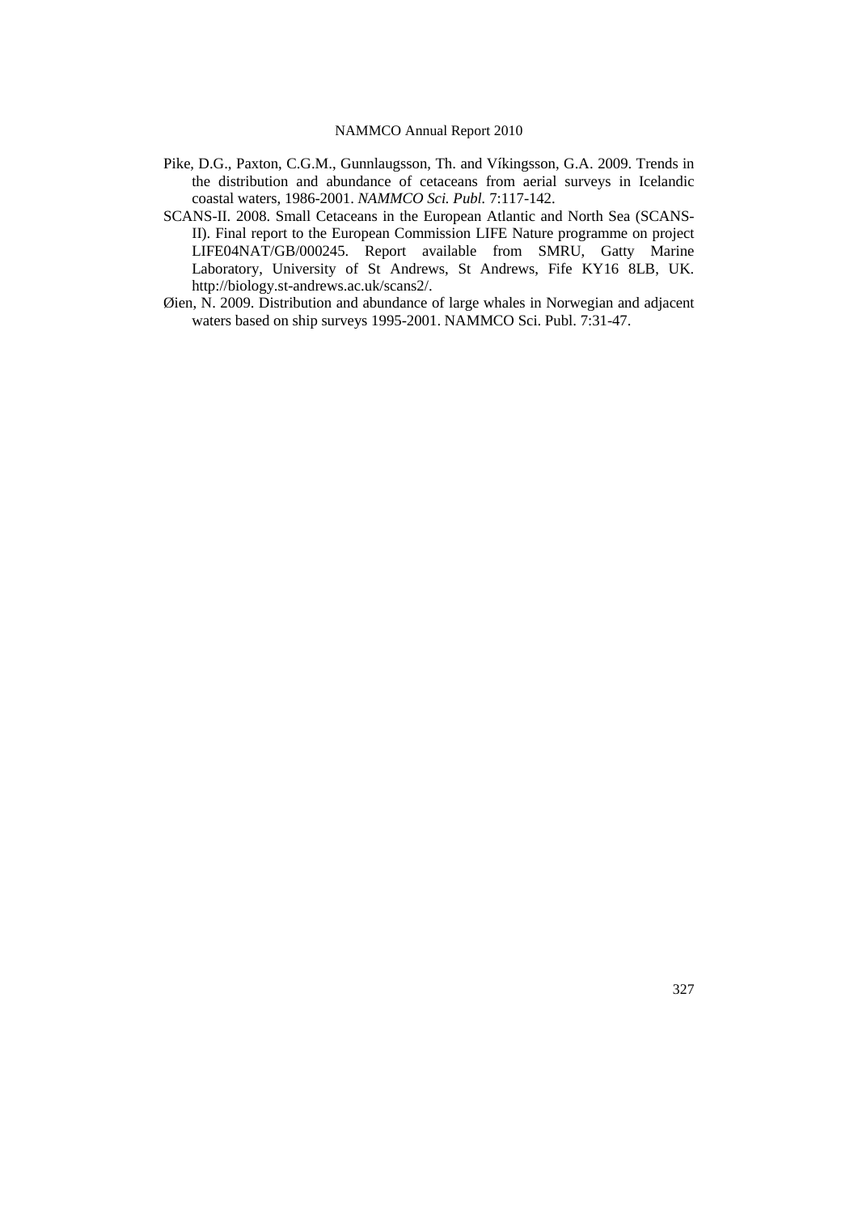Pike, D.G., Paxton, C.G.M., Gunnlaugsson, Th. and Víkingsson, G.A. 2009. Trends in the distribution and abundance of cetaceans from aerial surveys in Icelandic coastal waters, 1986-2001. *NAMMCO Sci. Publ.* 7:117-142.

SCANS-II. 2008. Small Cetaceans in the European Atlantic and North Sea (SCANS-II). Final report to the European Commission LIFE Nature programme on project LIFE04NAT/GB/000245. Report available from SMRU, Gatty Marine Laboratory, University of St Andrews, St Andrews, Fife KY16 8LB, UK. http://biology.st-andrews.ac.uk/scans2/.

Øien, N. 2009. Distribution and abundance of large whales in Norwegian and adjacent waters based on ship surveys 1995-2001. NAMMCO Sci. Publ. 7:31-47.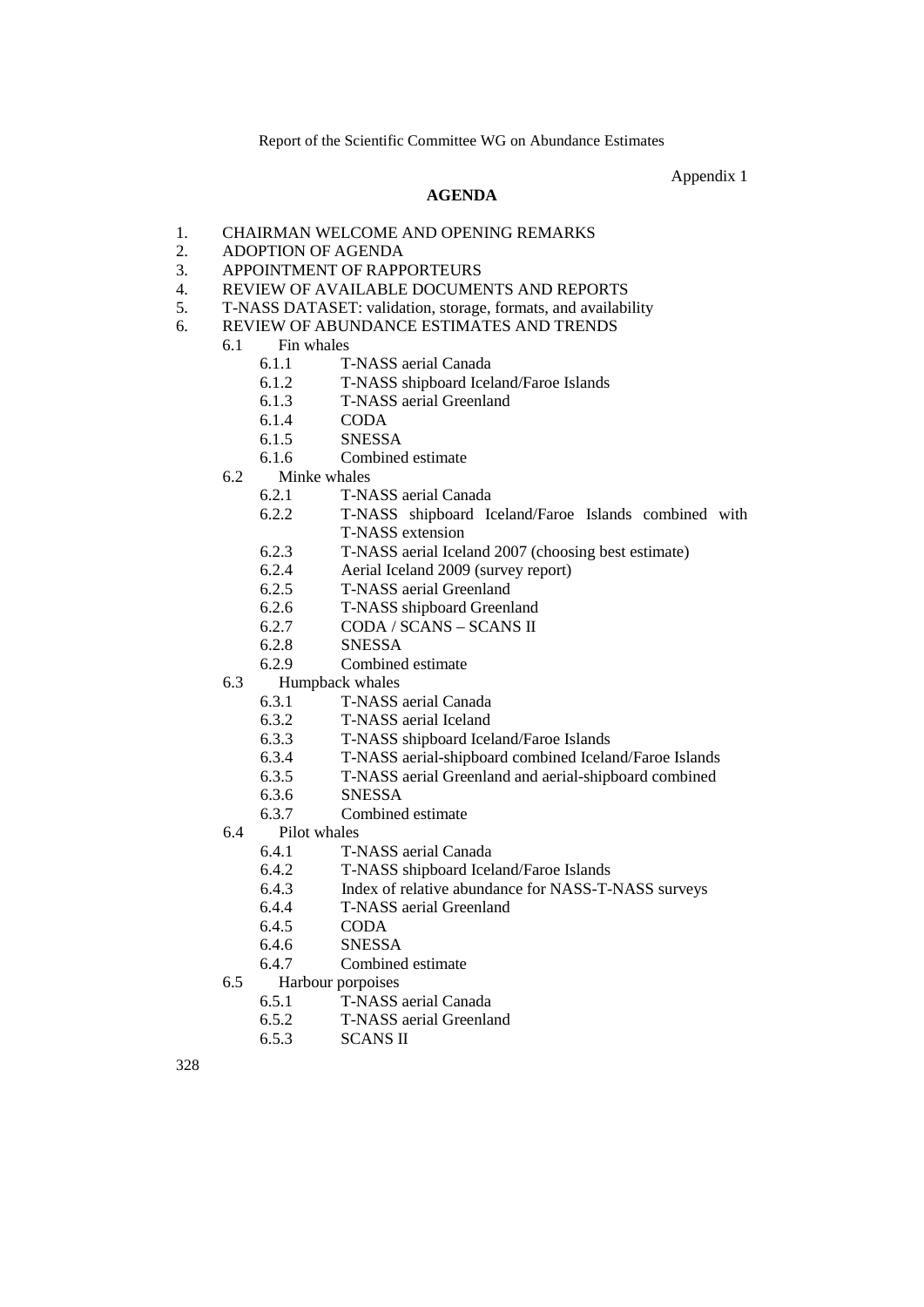Appendix 1

## AGENDA

1. CHAIRMAN WELCOME AND OPENING REMARKS
2. ADOPTION OF AGENDA
3. APPOINTMENT OF RAPPORTEURS
4. REVIEW OF AVAILABLE DOCUMENTS AND REPORTS
5. T-NASS DATASET: validation, storage, formats, and availability
6. REVIEW OF ABUNDANCE ESTIMATES AND TRENDS
   - 6.1 Fin whales
     - 6.1.1 T-NASS aerial Canada
     - 6.1.2 T-NASS shipboard Iceland/Faroe Islands
     - 6.1.3 T-NASS aerial Greenland
     - 6.1.4 CODA
     - 6.1.5 SNESSA
     - 6.1.6 Combined estimate
   - 6.2 Minke whales
     - 6.2.1 T-NASS aerial Canada
     - 6.2.2 T-NASS shipboard Iceland/Faroe Islands combined with T-NASS extension
     - 6.2.3 T-NASS aerial Iceland 2007 (choosing best estimate)
     - 6.2.4 Aerial Iceland 2009 (survey report)
     - 6.2.5 T-NASS aerial Greenland
     - 6.2.6 T-NASS shipboard Greenland
     - 6.2.7 CODA / SCANS – SCANS II
     - 6.2.8 SNESSA
     - 6.2.9 Combined estimate
   - 6.3 Humpback whales
     - 6.3.1 T-NASS aerial Canada
     - 6.3.2 T-NASS aerial Iceland
     - 6.3.3 T-NASS shipboard Iceland/Faroe Islands
     - 6.3.4 T-NASS aerial-shipboard combined Iceland/Faroe Islands
     - 6.3.5 T-NASS aerial Greenland and aerial-shipboard combined
     - 6.3.6 SNESSA
     - 6.3.7 Combined estimate
   - 6.4 Pilot whales
     - 6.4.1 T-NASS aerial Canada
     - 6.4.2 T-NASS shipboard Iceland/Faroe Islands
     - 6.4.3 Index of relative abundance for NASS-T-NASS surveys
     - 6.4.4 T-NASS aerial Greenland
     - 6.4.5 CODA
     - 6.4.6 SNESSA
     - 6.4.7 Combined estimate
   - 6.5 Harbour porpoises
     - 6.5.1 T-NASS aerial Canada
     - 6.5.2 T-NASS aerial Greenland
     - 6.5.3 SCANS II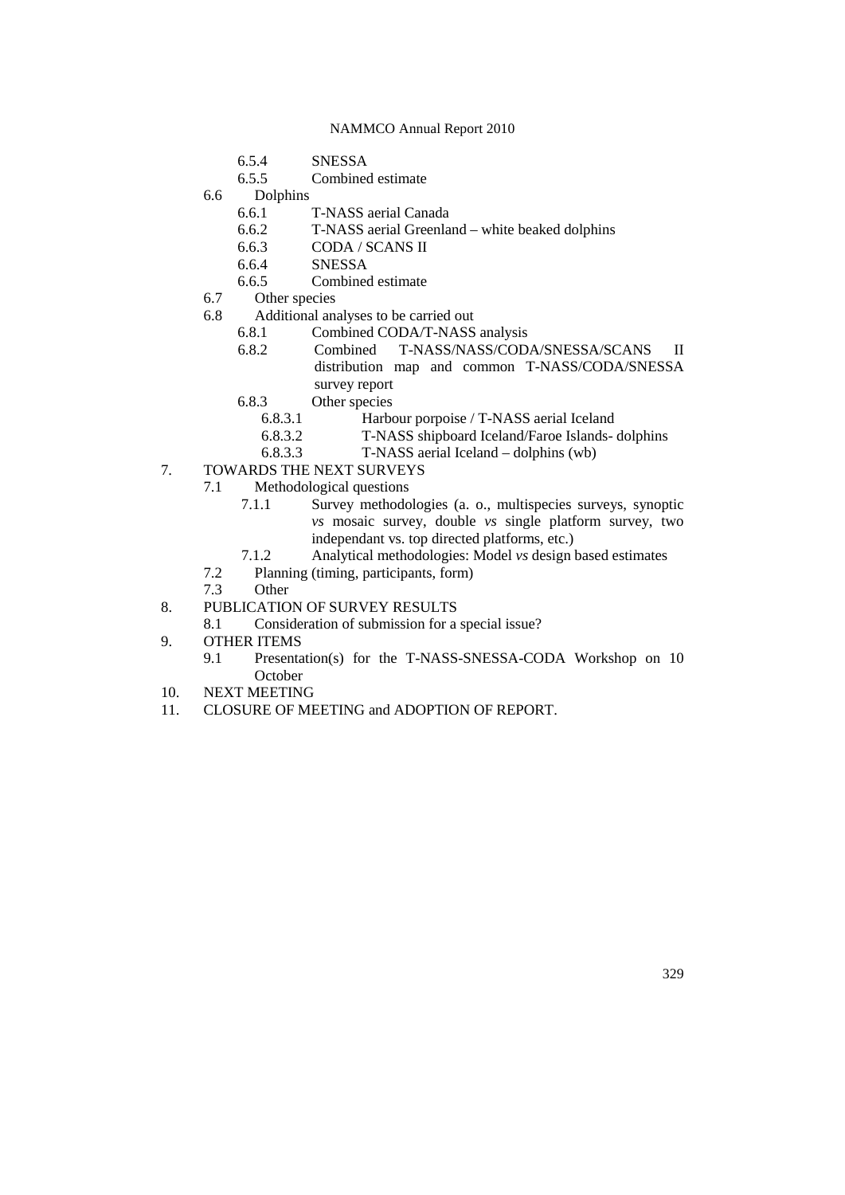6.5.4 SNESSA
6.5.5 Combined estimate

6.6 Dolphins
6.6.1 T-NASS aerial Canada
6.6.2 T-NASS aerial Greenland – white beaked dolphins
6.6.3 CODA / SCANS II
6.6.4 SNESSA
6.6.5 Combined estimate

6.7 Other species

6.8 Additional analyses to be carried out
6.8.1 Combined CODA/T-NASS analysis
6.8.2 Combined T-NASS/NASS/CODA/SNESSA/SCANS II distribution map and common T-NASS/CODA/SNESSA survey report
6.8.3 Other species
6.8.3.1 Harbour porpoise / T-NASS aerial Iceland
6.8.3.2 T-NASS shipboard Iceland/Faroe Islands- dolphins
6.8.3.3 T-NASS aerial Iceland – dolphins (wb)

7. TOWARDS THE NEXT SURVEYS
7.1 Methodological questions
7.1.1 Survey methodologies (a. o., multispecies surveys, synoptic *vs* mosaic survey, double *vs* single platform survey, two independant vs. top directed platforms, etc.)
7.1.2 Analytical methodologies: Model *vs* design based estimates
7.2 Planning (timing, participants, form)
7.3 Other

8. PUBLICATION OF SURVEY RESULTS
8.1 Consideration of submission for a special issue?

9. OTHER ITEMS
9.1 Presentation(s) for the T-NASS-SNESSA-CODA Workshop on 10 October

10. NEXT MEETING

11. CLOSURE OF MEETING and ADOPTION OF REPORT.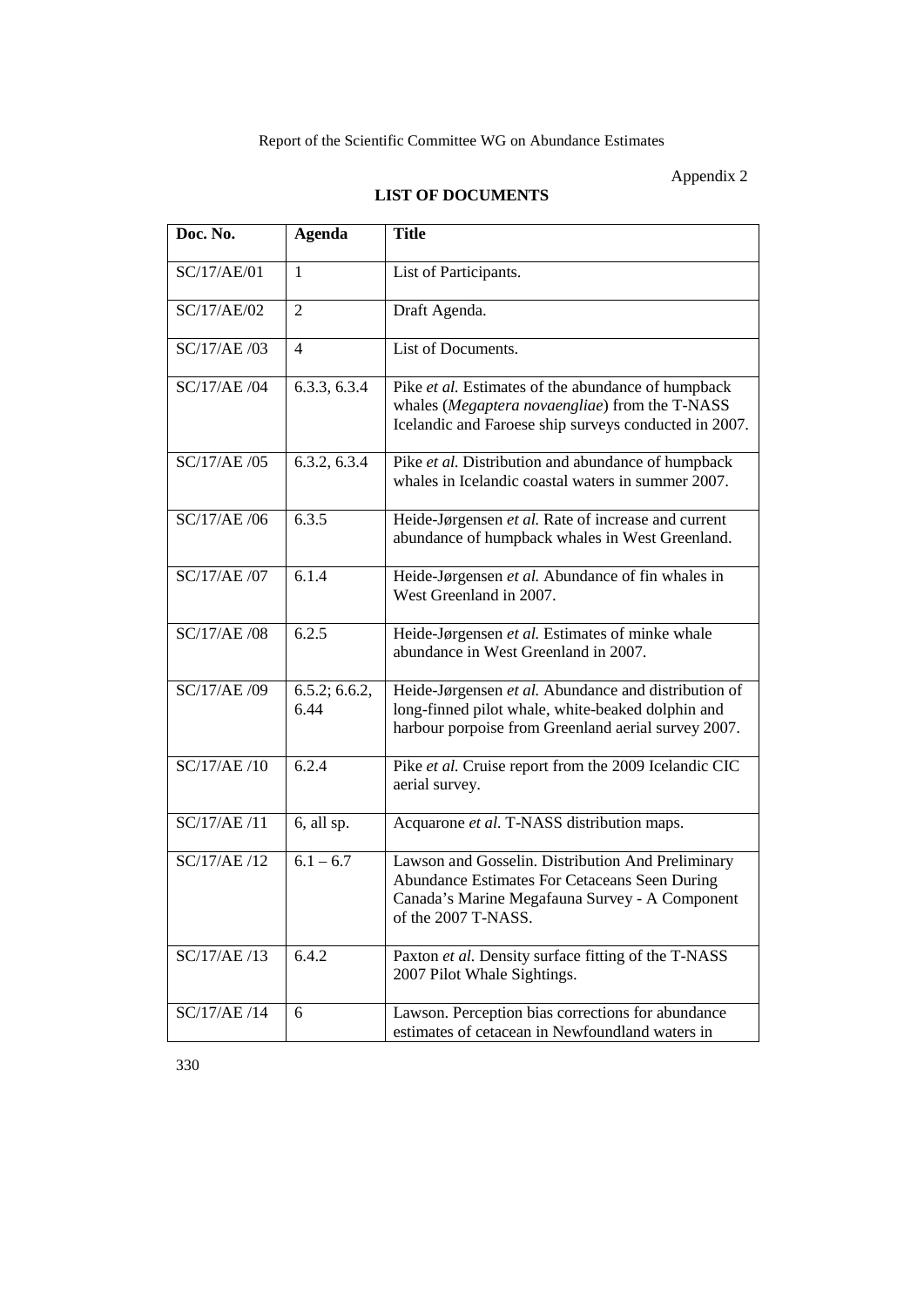Appendix 2

## LIST OF DOCUMENTS

| Doc. No. | Agenda | Title |
|---|---|---|
| SC/17/AE/01 | 1 | List of Participants. |
| SC/17/AE/02 | 2 | Draft Agenda. |
| SC/17/AE /03 | 4 | List of Documents. |
| SC/17/AE /04 | 6.3.3, 6.3.4 | Pike *et al.* Estimates of the abundance of humpback whales (*Megaptera novaengliae*) from the T-NASS Icelandic and Faroese ship surveys conducted in 2007. |
| SC/17/AE /05 | 6.3.2, 6.3.4 | Pike *et al.* Distribution and abundance of humpback whales in Icelandic coastal waters in summer 2007. |
| SC/17/AE /06 | 6.3.5 | Heide-Jørgensen *et al.* Rate of increase and current abundance of humpback whales in West Greenland. |
| SC/17/AE /07 | 6.1.4 | Heide-Jørgensen *et al.* Abundance of fin whales in West Greenland in 2007. |
| SC/17/AE /08 | 6.2.5 | Heide-Jørgensen *et al.* Estimates of minke whale abundance in West Greenland in 2007. |
| SC/17/AE /09 | 6.5.2; 6.6.2, 6.44 | Heide-Jørgensen *et al.* Abundance and distribution of long-finned pilot whale, white-beaked dolphin and harbour porpoise from Greenland aerial survey 2007. |
| SC/17/AE /10 | 6.2.4 | Pike *et al.* Cruise report from the 2009 Icelandic CIC aerial survey. |
| SC/17/AE /11 | 6, all sp. | Acquarone *et al.* T-NASS distribution maps. |
| SC/17/AE /12 | 6.1 – 6.7 | Lawson and Gosselin. Distribution And Preliminary Abundance Estimates For Cetaceans Seen During Canada's Marine Megafauna Survey - A Component of the 2007 T-NASS. |
| SC/17/AE /13 | 6.4.2 | Paxton *et al.* Density surface fitting of the T-NASS 2007 Pilot Whale Sightings. |
| SC/17/AE /14 | 6 | Lawson. Perception bias corrections for abundance estimates of cetacean in Newfoundland waters in |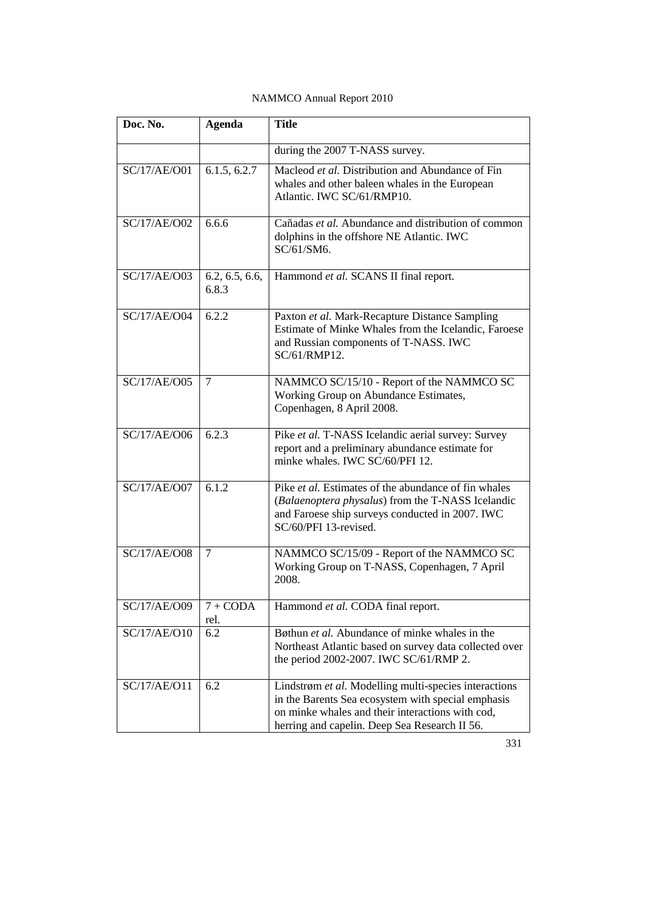| Doc. No. | Agenda | Title |
| --- | --- | --- |
| | | during the 2007 T-NASS survey. |
| SC/17/AE/O01 | 6.1.5, 6.2.7 | Macleod *et al.* Distribution and Abundance of Fin whales and other baleen whales in the European Atlantic. IWC SC/61/RMP10. |
| SC/17/AE/O02 | 6.6.6 | Cañadas *et al.* Abundance and distribution of common dolphins in the offshore NE Atlantic. IWC SC/61/SM6. |
| SC/17/AE/O03 | 6.2, 6.5, 6.6, 6.8.3 | Hammond *et al.* SCANS II final report. |
| SC/17/AE/O04 | 6.2.2 | Paxton *et al.* Mark-Recapture Distance Sampling Estimate of Minke Whales from the Icelandic, Faroese and Russian components of T-NASS. IWC SC/61/RMP12. |
| SC/17/AE/O05 | 7 | NAMMCO SC/15/10 - Report of the NAMMCO SC Working Group on Abundance Estimates, Copenhagen, 8 April 2008. |
| SC/17/AE/O06 | 6.2.3 | Pike *et al.* T-NASS Icelandic aerial survey: Survey report and a preliminary abundance estimate for minke whales. IWC SC/60/PFI 12. |
| SC/17/AE/O07 | 6.1.2 | Pike *et al.* Estimates of the abundance of fin whales (*Balaenoptera physalus*) from the T-NASS Icelandic and Faroese ship surveys conducted in 2007. IWC SC/60/PFI 13-revised. |
| SC/17/AE/O08 | 7 | NAMMCO SC/15/09 - Report of the NAMMCO SC Working Group on T-NASS, Copenhagen, 7 April 2008. |
| SC/17/AE/O09 | 7 + CODA rel. | Hammond *et al.* CODA final report. |
| SC/17/AE/O10 | 6.2 | Bøthun *et al.* Abundance of minke whales in the Northeast Atlantic based on survey data collected over the period 2002-2007. IWC SC/61/RMP 2. |
| SC/17/AE/O11 | 6.2 | Lindstrøm *et al.* Modelling multi-species interactions in the Barents Sea ecosystem with special emphasis on minke whales and their interactions with cod, herring and capelin. Deep Sea Research II 56. |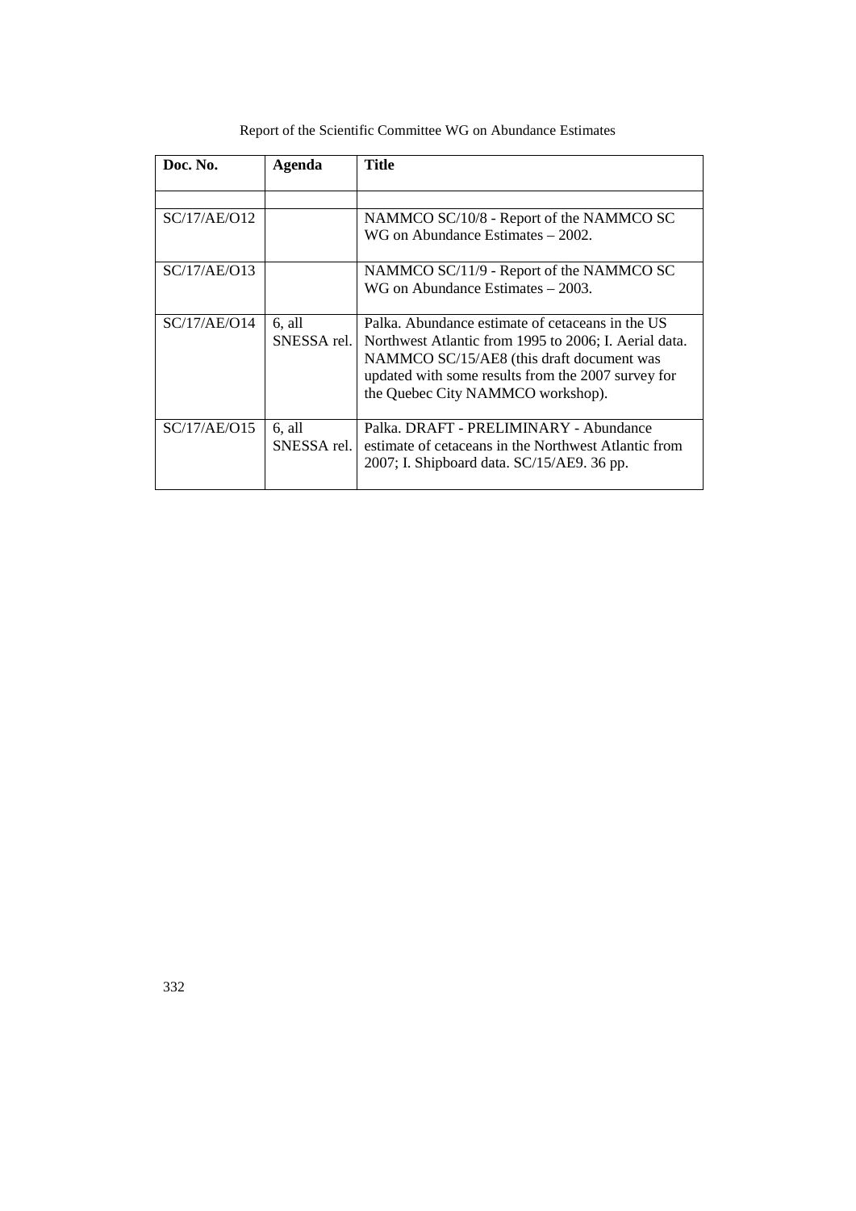| Doc. No. | Agenda | Title |
|---|---|---|
| | | |
| SC/17/AE/O12 | | NAMMCO SC/10/8 - Report of the NAMMCO SC WG on Abundance Estimates – 2002. |
| SC/17/AE/O13 | | NAMMCO SC/11/9 - Report of the NAMMCO SC WG on Abundance Estimates – 2003. |
| SC/17/AE/O14 | 6, all SNESSA rel. | Palka. Abundance estimate of cetaceans in the US Northwest Atlantic from 1995 to 2006; I. Aerial data. NAMMCO SC/15/AE8 (this draft document was updated with some results from the 2007 survey for the Quebec City NAMMCO workshop). |
| SC/17/AE/O15 | 6, all SNESSA rel. | Palka. DRAFT - PRELIMINARY - Abundance estimate of cetaceans in the Northwest Atlantic from 2007; I. Shipboard data. SC/15/AE9. 36 pp. |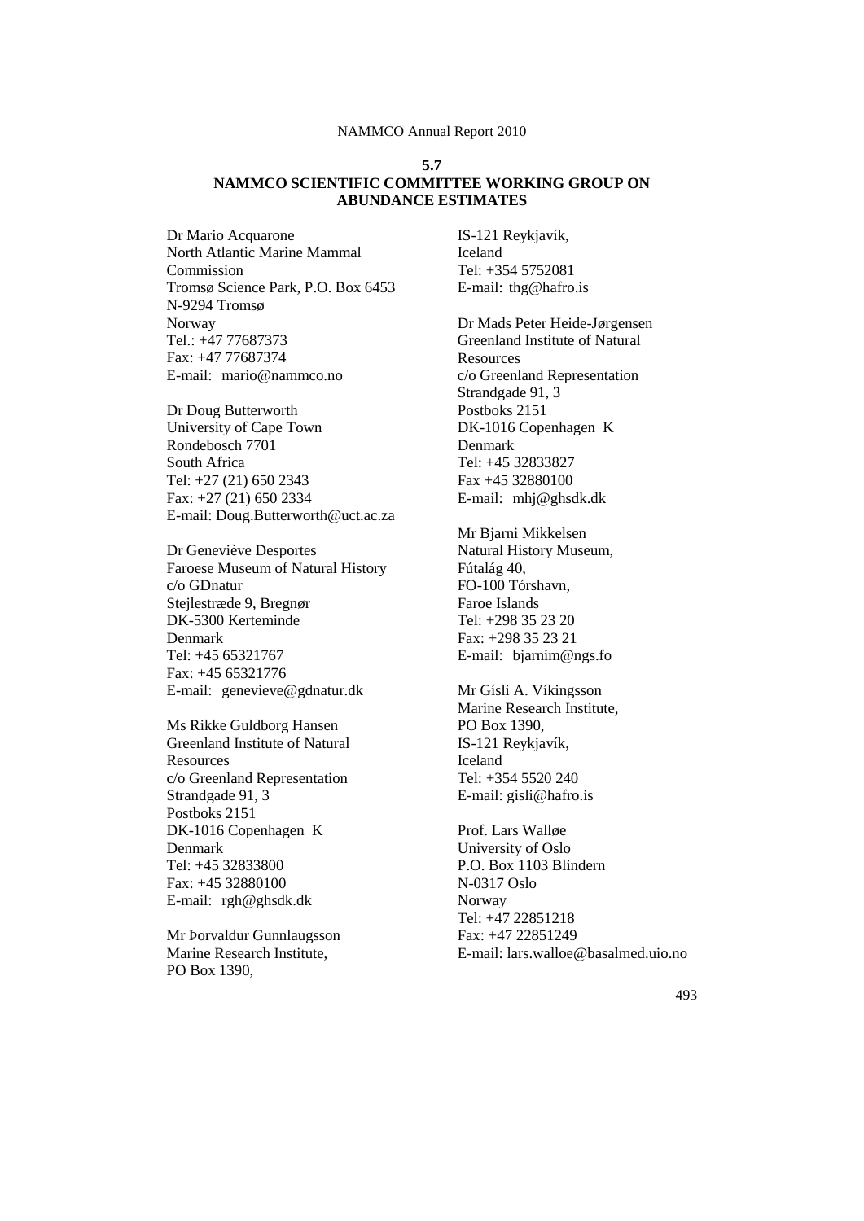## 5.7

## NAMMCO SCIENTIFIC COMMITTEE WORKING GROUP ON ABUNDANCE ESTIMATES

Dr Mario Acquarone
North Atlantic Marine Mammal Commission
Tromsø Science Park, P.O. Box 6453
N-9294 Tromsø
Norway
Tel.: +47 77687373
Fax: +47 77687374
E-mail: mario@nammco.no

Dr Doug Butterworth
University of Cape Town
Rondebosch 7701
South Africa
Tel: +27 (21) 650 2343
Fax: +27 (21) 650 2334
E-mail: Doug.Butterworth@uct.ac.za

Dr Geneviève Desportes
Faroese Museum of Natural History
c/o GDnatur
Stejlestræde 9, Bregnør
DK-5300 Kerteminde
Denmark
Tel: +45 65321767
Fax: +45 65321776
E-mail: genevieve@gdnatur.dk

Ms Rikke Guldborg Hansen
Greenland Institute of Natural Resources
c/o Greenland Representation
Strandgade 91, 3
Postboks 2151
DK-1016 Copenhagen K
Denmark
Tel: +45 32833800
Fax: +45 32880100
E-mail: rgh@ghsdk.dk

Mr Þorvaldur Gunnlaugsson
Marine Research Institute,
PO Box 1390,
IS-121 Reykjavík,
Iceland
Tel: +354 5752081
E-mail: thg@hafro.is

Dr Mads Peter Heide-Jørgensen
Greenland Institute of Natural Resources
c/o Greenland Representation
Strandgade 91, 3
Postboks 2151
DK-1016 Copenhagen K
Denmark
Tel: +45 32833827
Fax +45 32880100
E-mail: mhj@ghsdk.dk

Mr Bjarni Mikkelsen
Natural History Museum,
Fútalág 40,
FO-100 Tórshavn,
Faroe Islands
Tel: +298 35 23 20
Fax: +298 35 23 21
E-mail: bjarnim@ngs.fo

Mr Gísli A. Víkingsson
Marine Research Institute,
PO Box 1390,
IS-121 Reykjavík,
Iceland
Tel: +354 5520 240
E-mail: gisli@hafro.is

Prof. Lars Walløe
University of Oslo
P.O. Box 1103 Blindern
N-0317 Oslo
Norway
Tel: +47 22851218
Fax: +47 22851249
E-mail: lars.walloe@basalmed.uio.no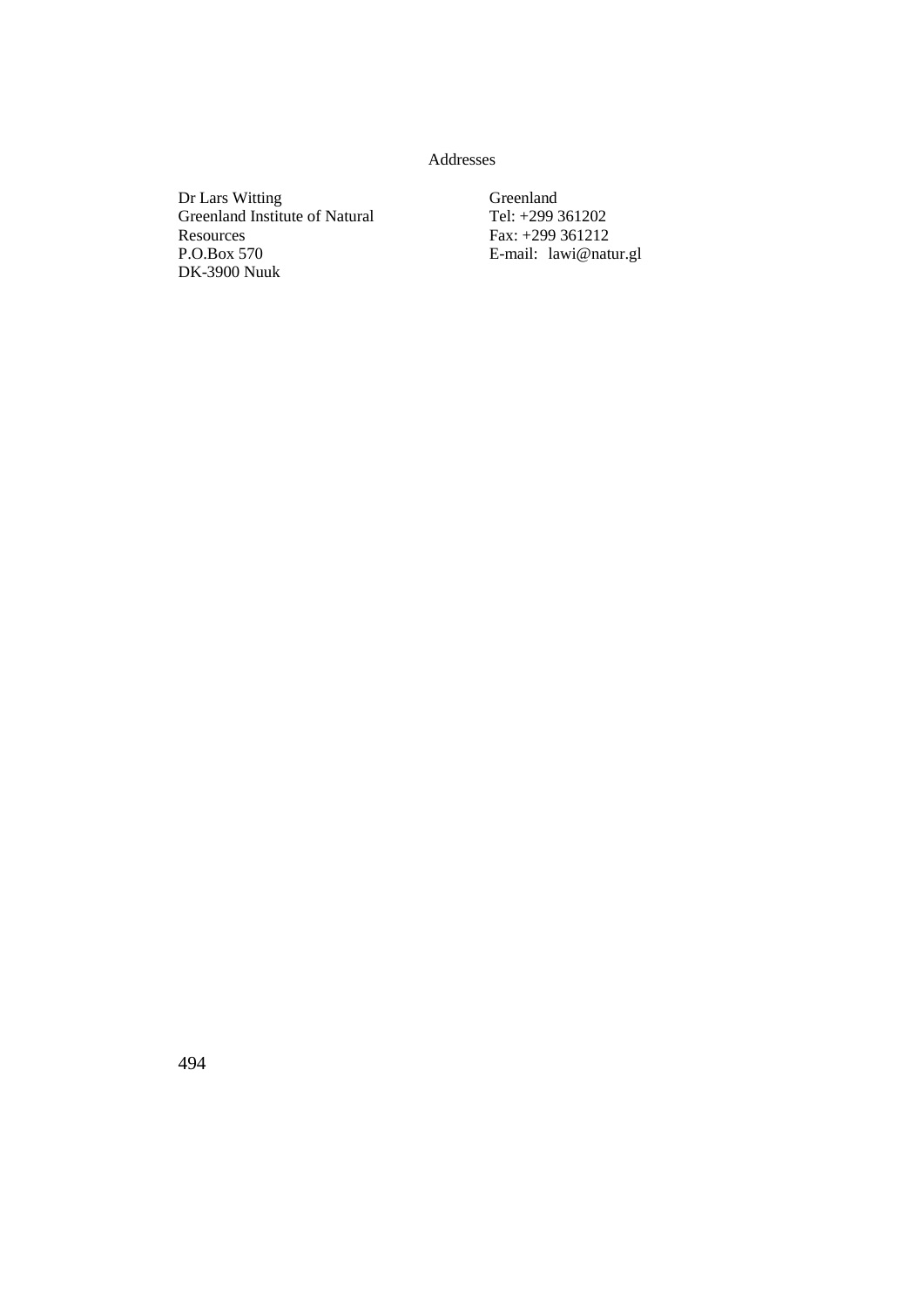Addresses

Dr Lars Witting
Greenland Institute of Natural Resources
P.O.Box 570
DK-3900 Nuuk
Greenland
Tel: +299 361202
Fax: +299 361212
E-mail: lawi@natur.gl